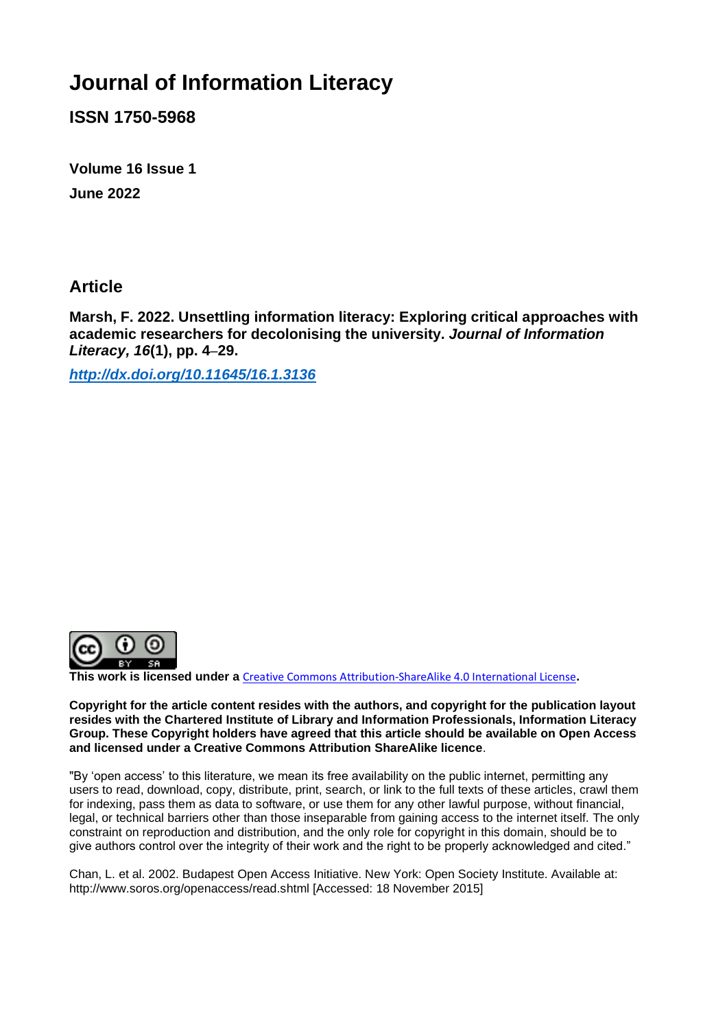# Journal of Information Literacy

**ISSN 1750-5968**

**Volume 16 Issue 1**

**June 2022**

## Article

**Marsh, F. 2022. Unsettling information literacy: Exploring critical approaches with academic researchers for decolonising the university. *Journal of Information Literacy, 16*(1), pp. 4–29.**

***http://dx.doi.org/10.11645/16.1.3136***

**This work is licensed under a** Creative Commons Attribution-ShareAlike 4.0 International License**.**

**Copyright for the article content resides with the authors, and copyright for the publication layout resides with the Chartered Institute of Library and Information Professionals, Information Literacy Group. These Copyright holders have agreed that this article should be available on Open Access and licensed under a Creative Commons Attribution ShareAlike licence**.

"By 'open access' to this literature, we mean its free availability on the public internet, permitting any users to read, download, copy, distribute, print, search, or link to the full texts of these articles, crawl them for indexing, pass them as data to software, or use them for any other lawful purpose, without financial, legal, or technical barriers other than those inseparable from gaining access to the internet itself. The only constraint on reproduction and distribution, and the only role for copyright in this domain, should be to give authors control over the integrity of their work and the right to be properly acknowledged and cited."

Chan, L. et al. 2002. Budapest Open Access Initiative. New York: Open Society Institute. Available at: http://www.soros.org/openaccess/read.shtml [Accessed: 18 November 2015]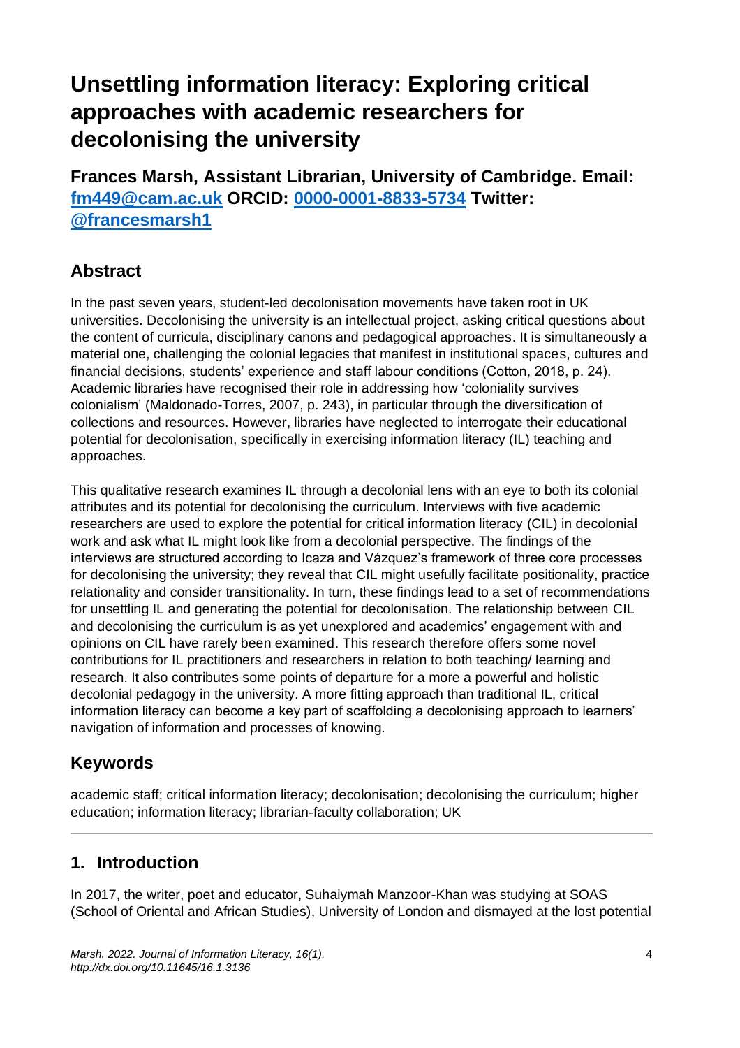# Unsettling information literacy: Exploring critical approaches with academic researchers for decolonising the university

**Frances Marsh, Assistant Librarian, University of Cambridge. Email: [fm449@cam.ac.uk](mailto:fm449@cam.ac.uk) ORCID: [0000-0001-8833-5734](https://orcid.org/0000-0001-8833-5734) Twitter: [@francesmarsh1](https://twitter.com/francesmarsh1)**

## Abstract

In the past seven years, student-led decolonisation movements have taken root in UK universities. Decolonising the university is an intellectual project, asking critical questions about the content of curricula, disciplinary canons and pedagogical approaches. It is simultaneously a material one, challenging the colonial legacies that manifest in institutional spaces, cultures and financial decisions, students' experience and staff labour conditions (Cotton, 2018, p. 24). Academic libraries have recognised their role in addressing how 'coloniality survives colonialism' (Maldonado-Torres, 2007, p. 243), in particular through the diversification of collections and resources. However, libraries have neglected to interrogate their educational potential for decolonisation, specifically in exercising information literacy (IL) teaching and approaches.

This qualitative research examines IL through a decolonial lens with an eye to both its colonial attributes and its potential for decolonising the curriculum. Interviews with five academic researchers are used to explore the potential for critical information literacy (CIL) in decolonial work and ask what IL might look like from a decolonial perspective. The findings of the interviews are structured according to Icaza and Vázquez's framework of three core processes for decolonising the university; they reveal that CIL might usefully facilitate positionality, practice relationality and consider transitionality. In turn, these findings lead to a set of recommendations for unsettling IL and generating the potential for decolonisation. The relationship between CIL and decolonising the curriculum is as yet unexplored and academics' engagement with and opinions on CIL have rarely been examined. This research therefore offers some novel contributions for IL practitioners and researchers in relation to both teaching/ learning and research. It also contributes some points of departure for a more a powerful and holistic decolonial pedagogy in the university. A more fitting approach than traditional IL, critical information literacy can become a key part of scaffolding a decolonising approach to learners' navigation of information and processes of knowing.

## Keywords

academic staff; critical information literacy; decolonisation; decolonising the curriculum; higher education; information literacy; librarian-faculty collaboration; UK

## 1. Introduction

In 2017, the writer, poet and educator, Suhaiymah Manzoor-Khan was studying at SOAS (School of Oriental and African Studies), University of London and dismayed at the lost potential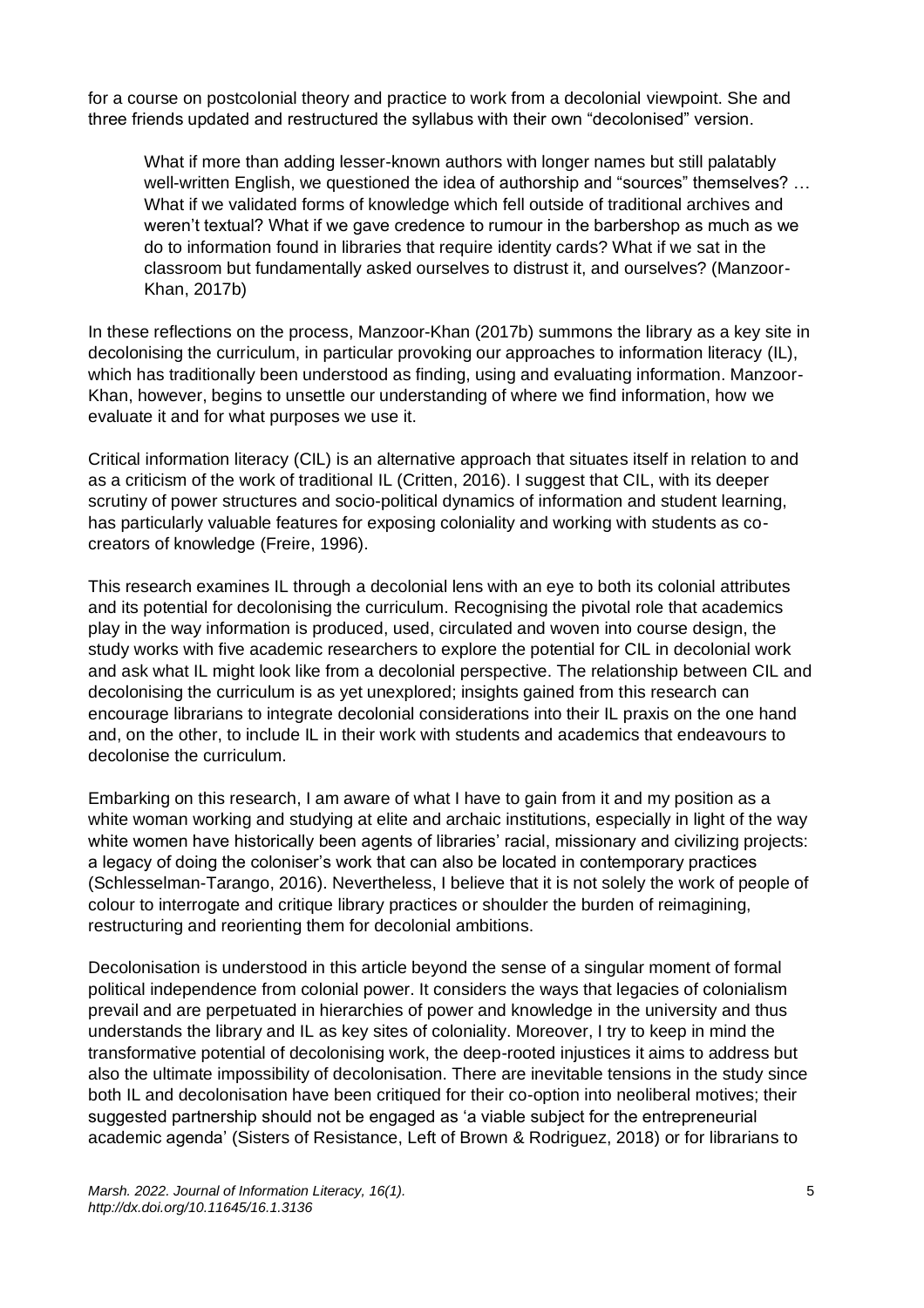for a course on postcolonial theory and practice to work from a decolonial viewpoint. She and three friends updated and restructured the syllabus with their own "decolonised" version.

> What if more than adding lesser-known authors with longer names but still palatably well-written English, we questioned the idea of authorship and "sources" themselves? … What if we validated forms of knowledge which fell outside of traditional archives and weren't textual? What if we gave credence to rumour in the barbershop as much as we do to information found in libraries that require identity cards? What if we sat in the classroom but fundamentally asked ourselves to distrust it, and ourselves? (Manzoor-Khan, 2017b)

In these reflections on the process, Manzoor-Khan (2017b) summons the library as a key site in decolonising the curriculum, in particular provoking our approaches to information literacy (IL), which has traditionally been understood as finding, using and evaluating information. Manzoor-Khan, however, begins to unsettle our understanding of where we find information, how we evaluate it and for what purposes we use it.

Critical information literacy (CIL) is an alternative approach that situates itself in relation to and as a criticism of the work of traditional IL (Critten, 2016). I suggest that CIL, with its deeper scrutiny of power structures and socio-political dynamics of information and student learning, has particularly valuable features for exposing coloniality and working with students as co-creators of knowledge (Freire, 1996).

This research examines IL through a decolonial lens with an eye to both its colonial attributes and its potential for decolonising the curriculum. Recognising the pivotal role that academics play in the way information is produced, used, circulated and woven into course design, the study works with five academic researchers to explore the potential for CIL in decolonial work and ask what IL might look like from a decolonial perspective. The relationship between CIL and decolonising the curriculum is as yet unexplored; insights gained from this research can encourage librarians to integrate decolonial considerations into their IL praxis on the one hand and, on the other, to include IL in their work with students and academics that endeavours to decolonise the curriculum.

Embarking on this research, I am aware of what I have to gain from it and my position as a white woman working and studying at elite and archaic institutions, especially in light of the way white women have historically been agents of libraries' racial, missionary and civilizing projects: a legacy of doing the coloniser's work that can also be located in contemporary practices (Schlesselman-Tarango, 2016). Nevertheless, I believe that it is not solely the work of people of colour to interrogate and critique library practices or shoulder the burden of reimagining, restructuring and reorienting them for decolonial ambitions.

Decolonisation is understood in this article beyond the sense of a singular moment of formal political independence from colonial power. It considers the ways that legacies of colonialism prevail and are perpetuated in hierarchies of power and knowledge in the university and thus understands the library and IL as key sites of coloniality. Moreover, I try to keep in mind the transformative potential of decolonising work, the deep-rooted injustices it aims to address but also the ultimate impossibility of decolonisation. There are inevitable tensions in the study since both IL and decolonisation have been critiqued for their co-option into neoliberal motives; their suggested partnership should not be engaged as 'a viable subject for the entrepreneurial academic agenda' (Sisters of Resistance, Left of Brown & Rodriguez, 2018) or for librarians to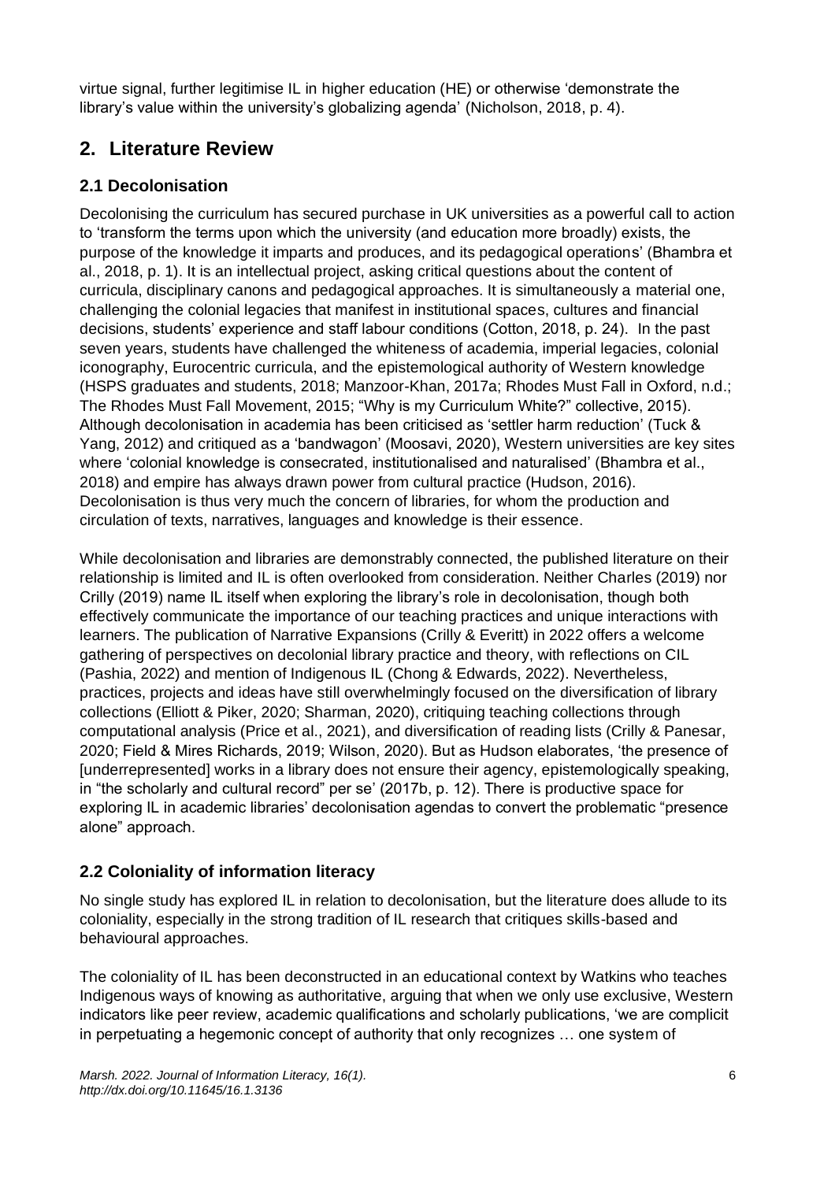virtue signal, further legitimise IL in higher education (HE) or otherwise 'demonstrate the library's value within the university's globalizing agenda' (Nicholson, 2018, p. 4).

## 2. Literature Review

### 2.1 Decolonisation

Decolonising the curriculum has secured purchase in UK universities as a powerful call to action to 'transform the terms upon which the university (and education more broadly) exists, the purpose of the knowledge it imparts and produces, and its pedagogical operations' (Bhambra et al., 2018, p. 1). It is an intellectual project, asking critical questions about the content of curricula, disciplinary canons and pedagogical approaches. It is simultaneously a material one, challenging the colonial legacies that manifest in institutional spaces, cultures and financial decisions, students' experience and staff labour conditions (Cotton, 2018, p. 24). In the past seven years, students have challenged the whiteness of academia, imperial legacies, colonial iconography, Eurocentric curricula, and the epistemological authority of Western knowledge (HSPS graduates and students, 2018; Manzoor-Khan, 2017a; Rhodes Must Fall in Oxford, n.d.; The Rhodes Must Fall Movement, 2015; "Why is my Curriculum White?" collective, 2015). Although decolonisation in academia has been criticised as 'settler harm reduction' (Tuck & Yang, 2012) and critiqued as a 'bandwagon' (Moosavi, 2020), Western universities are key sites where 'colonial knowledge is consecrated, institutionalised and naturalised' (Bhambra et al., 2018) and empire has always drawn power from cultural practice (Hudson, 2016). Decolonisation is thus very much the concern of libraries, for whom the production and circulation of texts, narratives, languages and knowledge is their essence.

While decolonisation and libraries are demonstrably connected, the published literature on their relationship is limited and IL is often overlooked from consideration. Neither Charles (2019) nor Crilly (2019) name IL itself when exploring the library's role in decolonisation, though both effectively communicate the importance of our teaching practices and unique interactions with learners. The publication of Narrative Expansions (Crilly & Everitt) in 2022 offers a welcome gathering of perspectives on decolonial library practice and theory, with reflections on CIL (Pashia, 2022) and mention of Indigenous IL (Chong & Edwards, 2022). Nevertheless, practices, projects and ideas have still overwhelmingly focused on the diversification of library collections (Elliott & Piker, 2020; Sharman, 2020), critiquing teaching collections through computational analysis (Price et al., 2021), and diversification of reading lists (Crilly & Panesar, 2020; Field & Mires Richards, 2019; Wilson, 2020). But as Hudson elaborates, 'the presence of [underrepresented] works in a library does not ensure their agency, epistemologically speaking, in "the scholarly and cultural record" per se' (2017b, p. 12). There is productive space for exploring IL in academic libraries' decolonisation agendas to convert the problematic "presence alone" approach.

### 2.2 Coloniality of information literacy

No single study has explored IL in relation to decolonisation, but the literature does allude to its coloniality, especially in the strong tradition of IL research that critiques skills-based and behavioural approaches.

The coloniality of IL has been deconstructed in an educational context by Watkins who teaches Indigenous ways of knowing as authoritative, arguing that when we only use exclusive, Western indicators like peer review, academic qualifications and scholarly publications, 'we are complicit in perpetuating a hegemonic concept of authority that only recognizes … one system of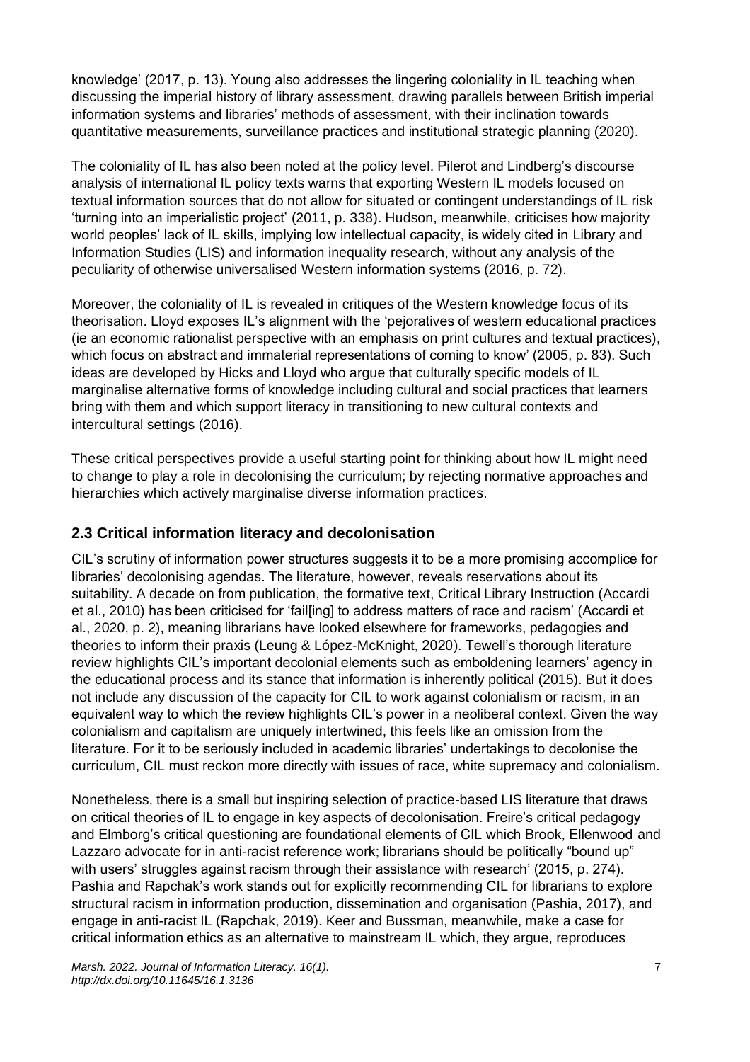knowledge' (2017, p. 13). Young also addresses the lingering coloniality in IL teaching when discussing the imperial history of library assessment, drawing parallels between British imperial information systems and libraries' methods of assessment, with their inclination towards quantitative measurements, surveillance practices and institutional strategic planning (2020).

The coloniality of IL has also been noted at the policy level. Pilerot and Lindberg's discourse analysis of international IL policy texts warns that exporting Western IL models focused on textual information sources that do not allow for situated or contingent understandings of IL risk 'turning into an imperialistic project' (2011, p. 338). Hudson, meanwhile, criticises how majority world peoples' lack of IL skills, implying low intellectual capacity, is widely cited in Library and Information Studies (LIS) and information inequality research, without any analysis of the peculiarity of otherwise universalised Western information systems (2016, p. 72).

Moreover, the coloniality of IL is revealed in critiques of the Western knowledge focus of its theorisation. Lloyd exposes IL's alignment with the 'pejoratives of western educational practices (ie an economic rationalist perspective with an emphasis on print cultures and textual practices), which focus on abstract and immaterial representations of coming to know' (2005, p. 83). Such ideas are developed by Hicks and Lloyd who argue that culturally specific models of IL marginalise alternative forms of knowledge including cultural and social practices that learners bring with them and which support literacy in transitioning to new cultural contexts and intercultural settings (2016).

These critical perspectives provide a useful starting point for thinking about how IL might need to change to play a role in decolonising the curriculum; by rejecting normative approaches and hierarchies which actively marginalise diverse information practices.

## 2.3 Critical information literacy and decolonisation

CIL's scrutiny of information power structures suggests it to be a more promising accomplice for libraries' decolonising agendas. The literature, however, reveals reservations about its suitability. A decade on from publication, the formative text, Critical Library Instruction (Accardi et al., 2010) has been criticised for 'fail[ing] to address matters of race and racism' (Accardi et al., 2020, p. 2), meaning librarians have looked elsewhere for frameworks, pedagogies and theories to inform their praxis (Leung & López-McKnight, 2020). Tewell's thorough literature review highlights CIL's important decolonial elements such as emboldening learners' agency in the educational process and its stance that information is inherently political (2015). But it does not include any discussion of the capacity for CIL to work against colonialism or racism, in an equivalent way to which the review highlights CIL's power in a neoliberal context. Given the way colonialism and capitalism are uniquely intertwined, this feels like an omission from the literature. For it to be seriously included in academic libraries' undertakings to decolonise the curriculum, CIL must reckon more directly with issues of race, white supremacy and colonialism.

Nonetheless, there is a small but inspiring selection of practice-based LIS literature that draws on critical theories of IL to engage in key aspects of decolonisation. Freire's critical pedagogy and Elmborg's critical questioning are foundational elements of CIL which Brook, Ellenwood and Lazzaro advocate for in anti-racist reference work; librarians should be politically "bound up" with users' struggles against racism through their assistance with research' (2015, p. 274). Pashia and Rapchak's work stands out for explicitly recommending CIL for librarians to explore structural racism in information production, dissemination and organisation (Pashia, 2017), and engage in anti-racist IL (Rapchak, 2019). Keer and Bussman, meanwhile, make a case for critical information ethics as an alternative to mainstream IL which, they argue, reproduces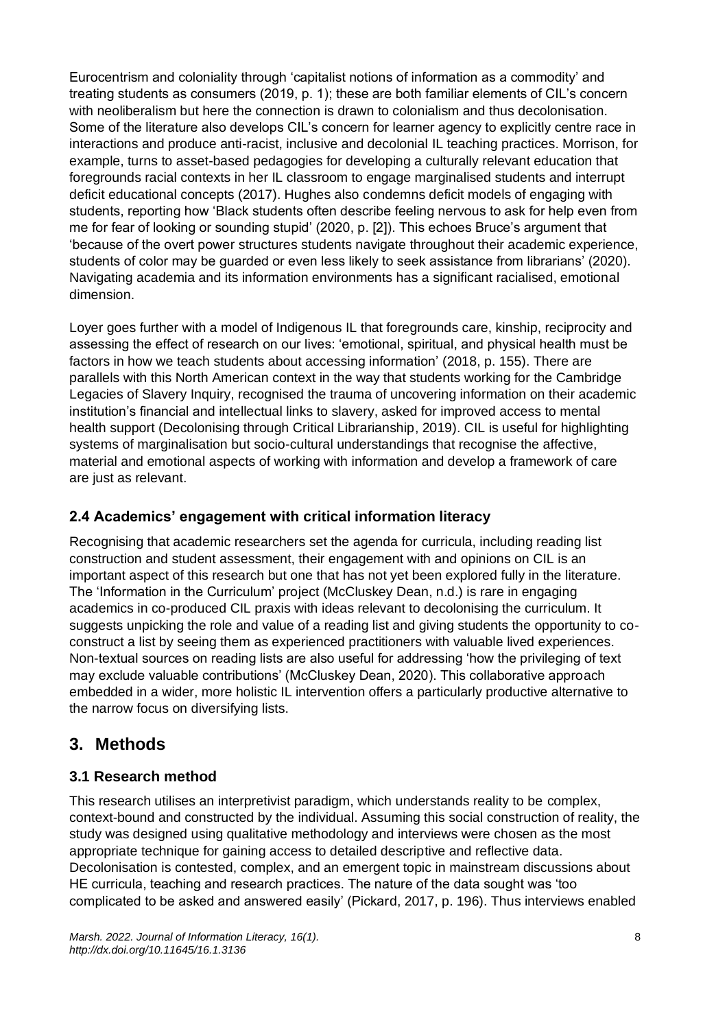Eurocentrism and coloniality through 'capitalist notions of information as a commodity' and treating students as consumers (2019, p. 1); these are both familiar elements of CIL's concern with neoliberalism but here the connection is drawn to colonialism and thus decolonisation. Some of the literature also develops CIL's concern for learner agency to explicitly centre race in interactions and produce anti-racist, inclusive and decolonial IL teaching practices. Morrison, for example, turns to asset-based pedagogies for developing a culturally relevant education that foregrounds racial contexts in her IL classroom to engage marginalised students and interrupt deficit educational concepts (2017). Hughes also condemns deficit models of engaging with students, reporting how 'Black students often describe feeling nervous to ask for help even from me for fear of looking or sounding stupid' (2020, p. [2]). This echoes Bruce's argument that 'because of the overt power structures students navigate throughout their academic experience, students of color may be guarded or even less likely to seek assistance from librarians' (2020). Navigating academia and its information environments has a significant racialised, emotional dimension.

Loyer goes further with a model of Indigenous IL that foregrounds care, kinship, reciprocity and assessing the effect of research on our lives: 'emotional, spiritual, and physical health must be factors in how we teach students about accessing information' (2018, p. 155). There are parallels with this North American context in the way that students working for the Cambridge Legacies of Slavery Inquiry, recognised the trauma of uncovering information on their academic institution's financial and intellectual links to slavery, asked for improved access to mental health support (Decolonising through Critical Librarianship, 2019). CIL is useful for highlighting systems of marginalisation but socio-cultural understandings that recognise the affective, material and emotional aspects of working with information and develop a framework of care are just as relevant.

### 2.4 Academics' engagement with critical information literacy

Recognising that academic researchers set the agenda for curricula, including reading list construction and student assessment, their engagement with and opinions on CIL is an important aspect of this research but one that has not yet been explored fully in the literature. The 'Information in the Curriculum' project (McCluskey Dean, n.d.) is rare in engaging academics in co-produced CIL praxis with ideas relevant to decolonising the curriculum. It suggests unpicking the role and value of a reading list and giving students the opportunity to co-construct a list by seeing them as experienced practitioners with valuable lived experiences. Non-textual sources on reading lists are also useful for addressing 'how the privileging of text may exclude valuable contributions' (McCluskey Dean, 2020). This collaborative approach embedded in a wider, more holistic IL intervention offers a particularly productive alternative to the narrow focus on diversifying lists.

## 3. Methods

### 3.1 Research method

This research utilises an interpretivist paradigm, which understands reality to be complex, context-bound and constructed by the individual. Assuming this social construction of reality, the study was designed using qualitative methodology and interviews were chosen as the most appropriate technique for gaining access to detailed descriptive and reflective data. Decolonisation is contested, complex, and an emergent topic in mainstream discussions about HE curricula, teaching and research practices. The nature of the data sought was 'too complicated to be asked and answered easily' (Pickard, 2017, p. 196). Thus interviews enabled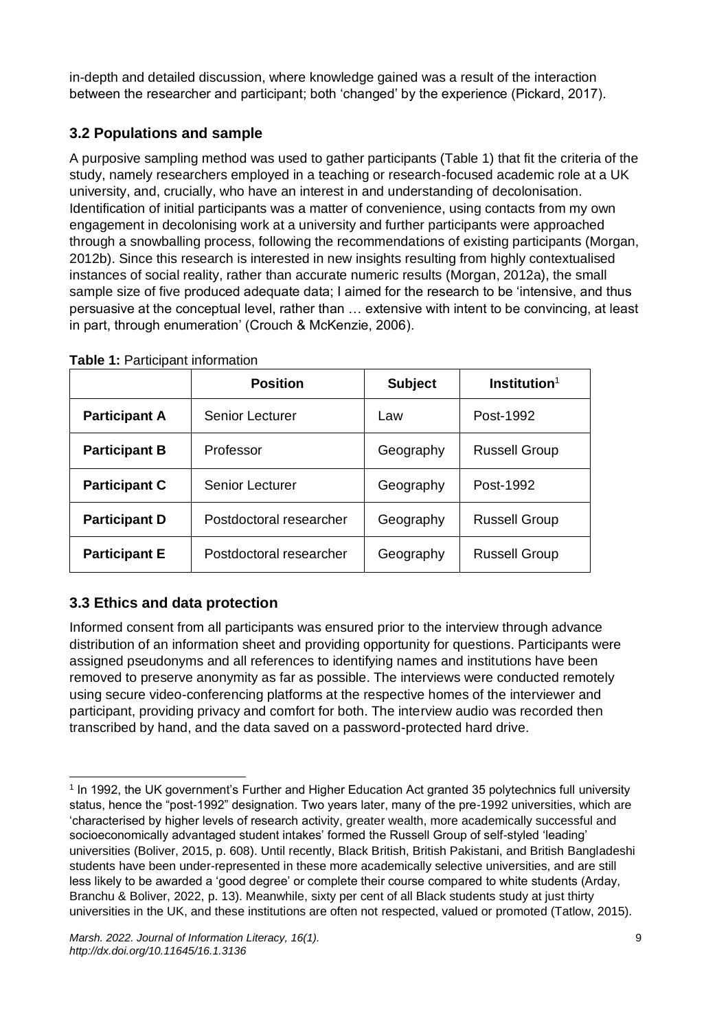in-depth and detailed discussion, where knowledge gained was a result of the interaction between the researcher and participant; both 'changed' by the experience (Pickard, 2017).

### 3.2 Populations and sample

A purposive sampling method was used to gather participants (Table 1) that fit the criteria of the study, namely researchers employed in a teaching or research-focused academic role at a UK university, and, crucially, who have an interest in and understanding of decolonisation. Identification of initial participants was a matter of convenience, using contacts from my own engagement in decolonising work at a university and further participants were approached through a snowballing process, following the recommendations of existing participants (Morgan, 2012b). Since this research is interested in new insights resulting from highly contextualised instances of social reality, rather than accurate numeric results (Morgan, 2012a), the small sample size of five produced adequate data; I aimed for the research to be 'intensive, and thus persuasive at the conceptual level, rather than … extensive with intent to be convincing, at least in part, through enumeration' (Crouch & McKenzie, 2006).

**Table 1:** Participant information

| | **Position** | **Subject** | **Institution**[1] |
|---|---|---|---|
| **Participant A** | Senior Lecturer | Law | Post-1992 |
| **Participant B** | Professor | Geography | Russell Group |
| **Participant C** | Senior Lecturer | Geography | Post-1992 |
| **Participant D** | Postdoctoral researcher | Geography | Russell Group |
| **Participant E** | Postdoctoral researcher | Geography | Russell Group |

### 3.3 Ethics and data protection

Informed consent from all participants was ensured prior to the interview through advance distribution of an information sheet and providing opportunity for questions. Participants were assigned pseudonyms and all references to identifying names and institutions have been removed to preserve anonymity as far as possible. The interviews were conducted remotely using secure video-conferencing platforms at the respective homes of the interviewer and participant, providing privacy and comfort for both. The interview audio was recorded then transcribed by hand, and the data saved on a password-protected hard drive.

[1] In 1992, the UK government's Further and Higher Education Act granted 35 polytechnics full university status, hence the "post-1992" designation. Two years later, many of the pre-1992 universities, which are 'characterised by higher levels of research activity, greater wealth, more academically successful and socioeconomically advantaged student intakes' formed the Russell Group of self-styled 'leading' universities (Boliver, 2015, p. 608). Until recently, Black British, British Pakistani, and British Bangladeshi students have been under-represented in these more academically selective universities, and are still less likely to be awarded a 'good degree' or complete their course compared to white students (Arday, Branchu & Boliver, 2022, p. 13). Meanwhile, sixty per cent of all Black students study at just thirty universities in the UK, and these institutions are often not respected, valued or promoted (Tatlow, 2015).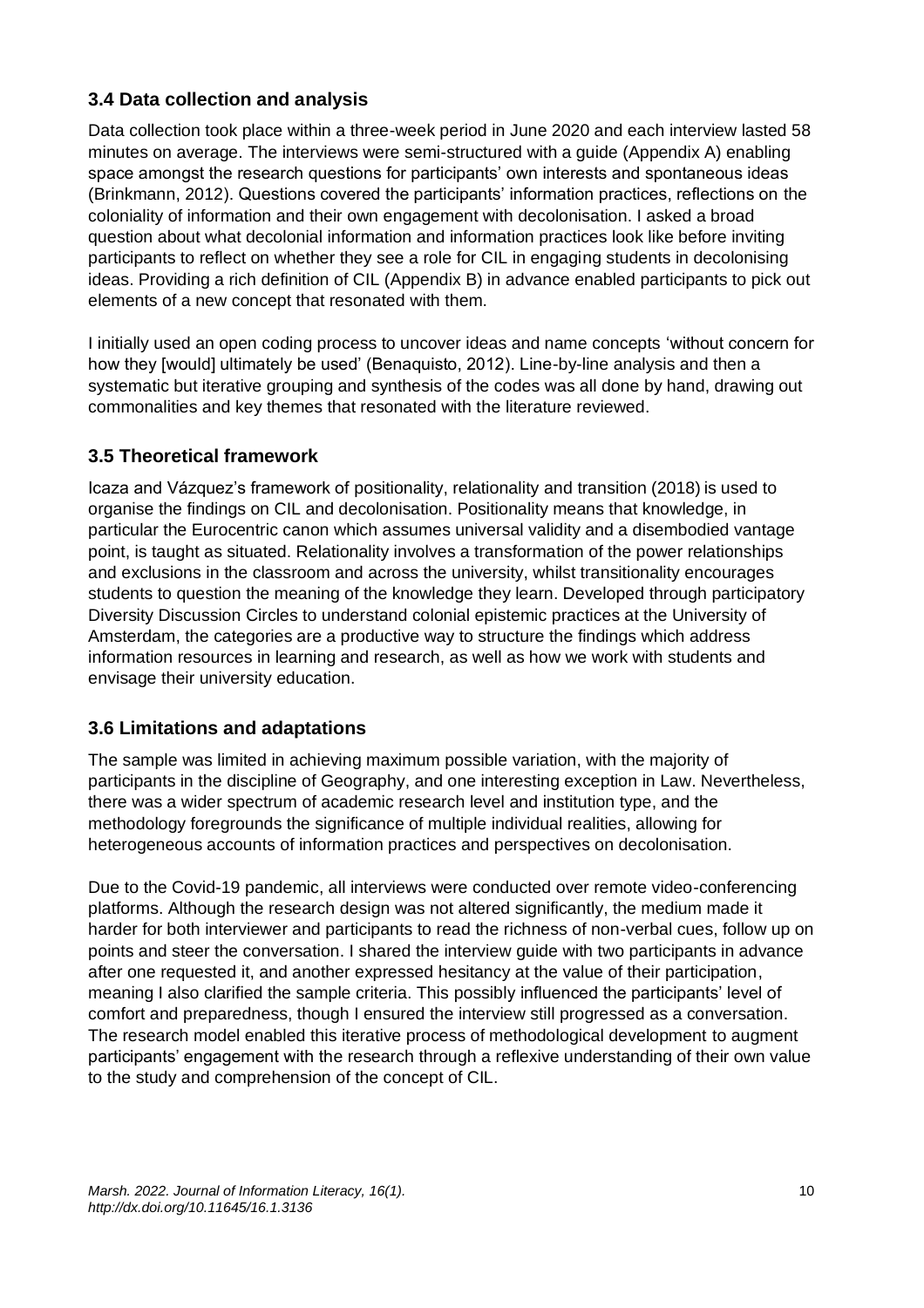### 3.4 Data collection and analysis

Data collection took place within a three-week period in June 2020 and each interview lasted 58 minutes on average. The interviews were semi-structured with a guide (Appendix A) enabling space amongst the research questions for participants' own interests and spontaneous ideas (Brinkmann, 2012). Questions covered the participants' information practices, reflections on the coloniality of information and their own engagement with decolonisation. I asked a broad question about what decolonial information and information practices look like before inviting participants to reflect on whether they see a role for CIL in engaging students in decolonising ideas. Providing a rich definition of CIL (Appendix B) in advance enabled participants to pick out elements of a new concept that resonated with them.

I initially used an open coding process to uncover ideas and name concepts 'without concern for how they [would] ultimately be used' (Benaquisto, 2012). Line-by-line analysis and then a systematic but iterative grouping and synthesis of the codes was all done by hand, drawing out commonalities and key themes that resonated with the literature reviewed.

### 3.5 Theoretical framework

Icaza and Vázquez's framework of positionality, relationality and transition (2018) is used to organise the findings on CIL and decolonisation. Positionality means that knowledge, in particular the Eurocentric canon which assumes universal validity and a disembodied vantage point, is taught as situated. Relationality involves a transformation of the power relationships and exclusions in the classroom and across the university, whilst transitionality encourages students to question the meaning of the knowledge they learn. Developed through participatory Diversity Discussion Circles to understand colonial epistemic practices at the University of Amsterdam, the categories are a productive way to structure the findings which address information resources in learning and research, as well as how we work with students and envisage their university education.

### 3.6 Limitations and adaptations

The sample was limited in achieving maximum possible variation, with the majority of participants in the discipline of Geography, and one interesting exception in Law. Nevertheless, there was a wider spectrum of academic research level and institution type, and the methodology foregrounds the significance of multiple individual realities, allowing for heterogeneous accounts of information practices and perspectives on decolonisation.

Due to the Covid-19 pandemic, all interviews were conducted over remote video-conferencing platforms. Although the research design was not altered significantly, the medium made it harder for both interviewer and participants to read the richness of non-verbal cues, follow up on points and steer the conversation. I shared the interview guide with two participants in advance after one requested it, and another expressed hesitancy at the value of their participation, meaning I also clarified the sample criteria. This possibly influenced the participants' level of comfort and preparedness, though I ensured the interview still progressed as a conversation. The research model enabled this iterative process of methodological development to augment participants' engagement with the research through a reflexive understanding of their own value to the study and comprehension of the concept of CIL.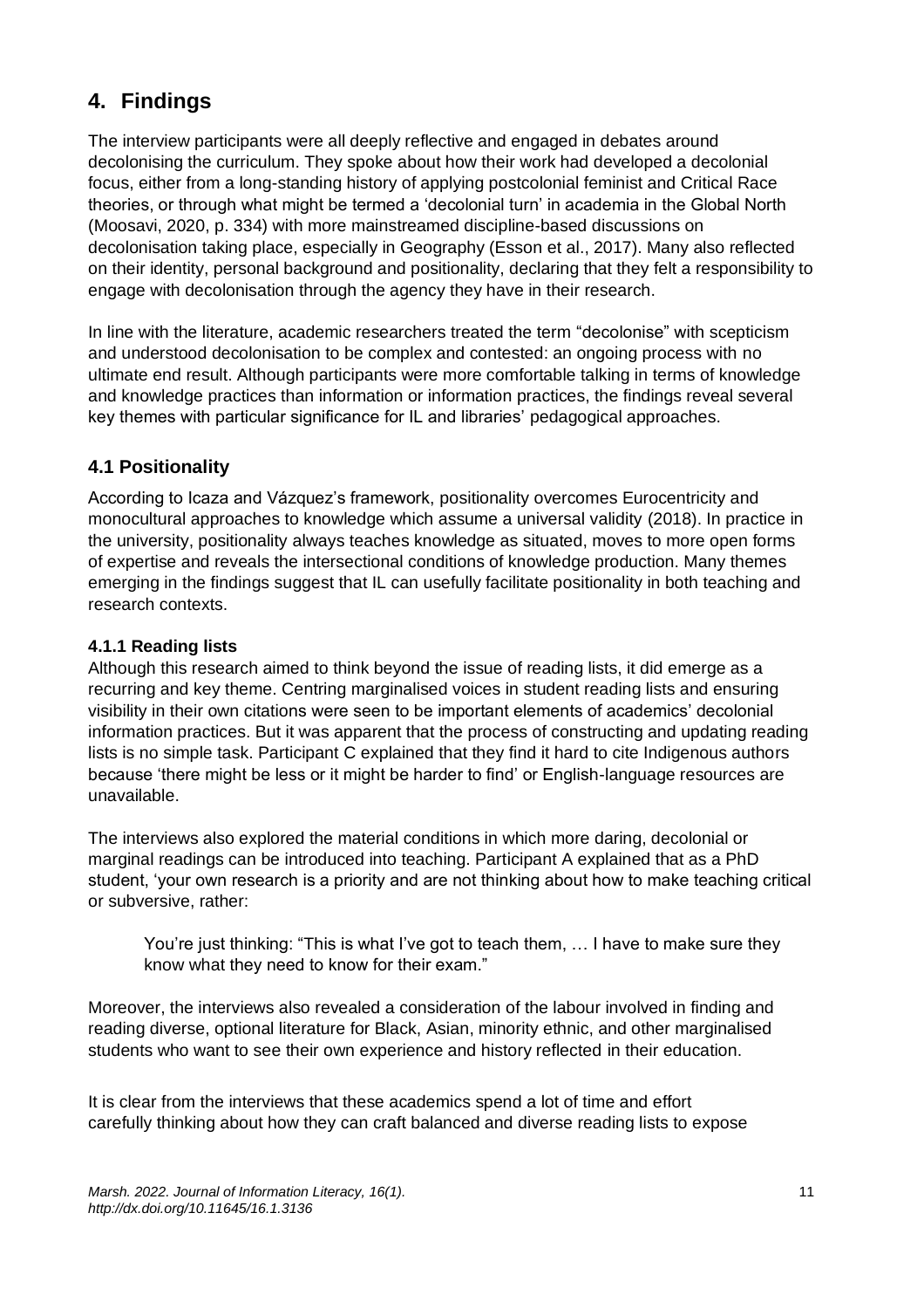## 4. Findings

The interview participants were all deeply reflective and engaged in debates around decolonising the curriculum. They spoke about how their work had developed a decolonial focus, either from a long-standing history of applying postcolonial feminist and Critical Race theories, or through what might be termed a 'decolonial turn' in academia in the Global North (Moosavi, 2020, p. 334) with more mainstreamed discipline-based discussions on decolonisation taking place, especially in Geography (Esson et al., 2017). Many also reflected on their identity, personal background and positionality, declaring that they felt a responsibility to engage with decolonisation through the agency they have in their research.

In line with the literature, academic researchers treated the term "decolonise" with scepticism and understood decolonisation to be complex and contested: an ongoing process with no ultimate end result. Although participants were more comfortable talking in terms of knowledge and knowledge practices than information or information practices, the findings reveal several key themes with particular significance for IL and libraries' pedagogical approaches.

### 4.1 Positionality

According to Icaza and Vázquez's framework, positionality overcomes Eurocentricity and monocultural approaches to knowledge which assume a universal validity (2018). In practice in the university, positionality always teaches knowledge as situated, moves to more open forms of expertise and reveals the intersectional conditions of knowledge production. Many themes emerging in the findings suggest that IL can usefully facilitate positionality in both teaching and research contexts.

#### 4.1.1 Reading lists

Although this research aimed to think beyond the issue of reading lists, it did emerge as a recurring and key theme. Centring marginalised voices in student reading lists and ensuring visibility in their own citations were seen to be important elements of academics' decolonial information practices. But it was apparent that the process of constructing and updating reading lists is no simple task. Participant C explained that they find it hard to cite Indigenous authors because 'there might be less or it might be harder to find' or English-language resources are unavailable.

The interviews also explored the material conditions in which more daring, decolonial or marginal readings can be introduced into teaching. Participant A explained that as a PhD student, 'your own research is a priority and are not thinking about how to make teaching critical or subversive, rather:

> You're just thinking: "This is what I've got to teach them, … I have to make sure they know what they need to know for their exam."

Moreover, the interviews also revealed a consideration of the labour involved in finding and reading diverse, optional literature for Black, Asian, minority ethnic, and other marginalised students who want to see their own experience and history reflected in their education.

It is clear from the interviews that these academics spend a lot of time and effort carefully thinking about how they can craft balanced and diverse reading lists to expose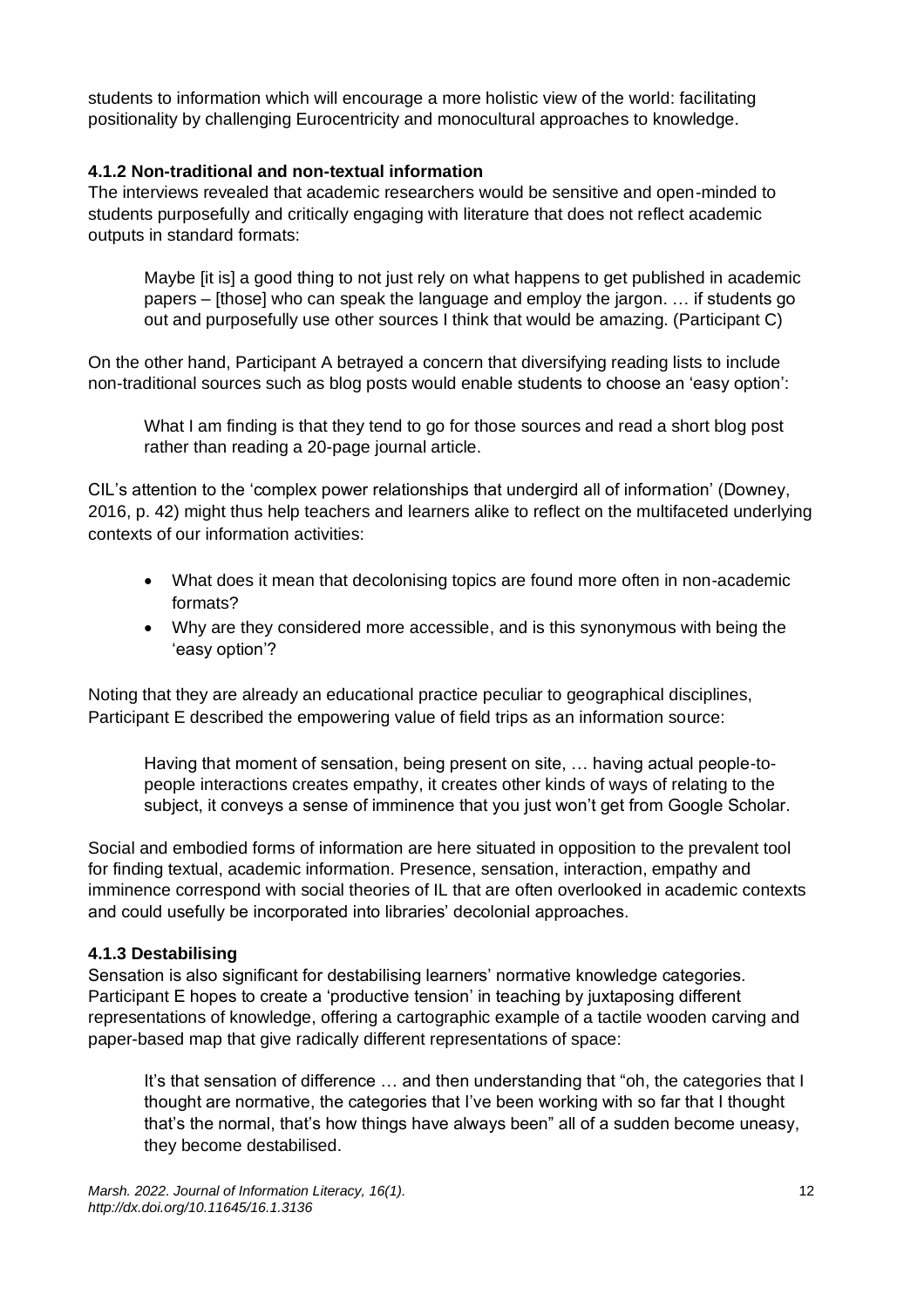students to information which will encourage a more holistic view of the world: facilitating positionality by challenging Eurocentricity and monocultural approaches to knowledge.

### 4.1.2 Non-traditional and non-textual information

The interviews revealed that academic researchers would be sensitive and open-minded to students purposefully and critically engaging with literature that does not reflect academic outputs in standard formats:

> Maybe [it is] a good thing to not just rely on what happens to get published in academic papers – [those] who can speak the language and employ the jargon. … if students go out and purposefully use other sources I think that would be amazing. (Participant C)

On the other hand, Participant A betrayed a concern that diversifying reading lists to include non-traditional sources such as blog posts would enable students to choose an 'easy option':

> What I am finding is that they tend to go for those sources and read a short blog post rather than reading a 20-page journal article.

CIL's attention to the 'complex power relationships that undergird all of information' (Downey, 2016, p. 42) might thus help teachers and learners alike to reflect on the multifaceted underlying contexts of our information activities:

- What does it mean that decolonising topics are found more often in non-academic formats?
- Why are they considered more accessible, and is this synonymous with being the 'easy option'?

Noting that they are already an educational practice peculiar to geographical disciplines, Participant E described the empowering value of field trips as an information source:

> Having that moment of sensation, being present on site, … having actual people-to-people interactions creates empathy, it creates other kinds of ways of relating to the subject, it conveys a sense of imminence that you just won't get from Google Scholar.

Social and embodied forms of information are here situated in opposition to the prevalent tool for finding textual, academic information. Presence, sensation, interaction, empathy and imminence correspond with social theories of IL that are often overlooked in academic contexts and could usefully be incorporated into libraries' decolonial approaches.

### 4.1.3 Destabilising

Sensation is also significant for destabilising learners' normative knowledge categories. Participant E hopes to create a 'productive tension' in teaching by juxtaposing different representations of knowledge, offering a cartographic example of a tactile wooden carving and paper-based map that give radically different representations of space:

> It's that sensation of difference … and then understanding that "oh, the categories that I thought are normative, the categories that I've been working with so far that I thought that's the normal, that's how things have always been" all of a sudden become uneasy, they become destabilised.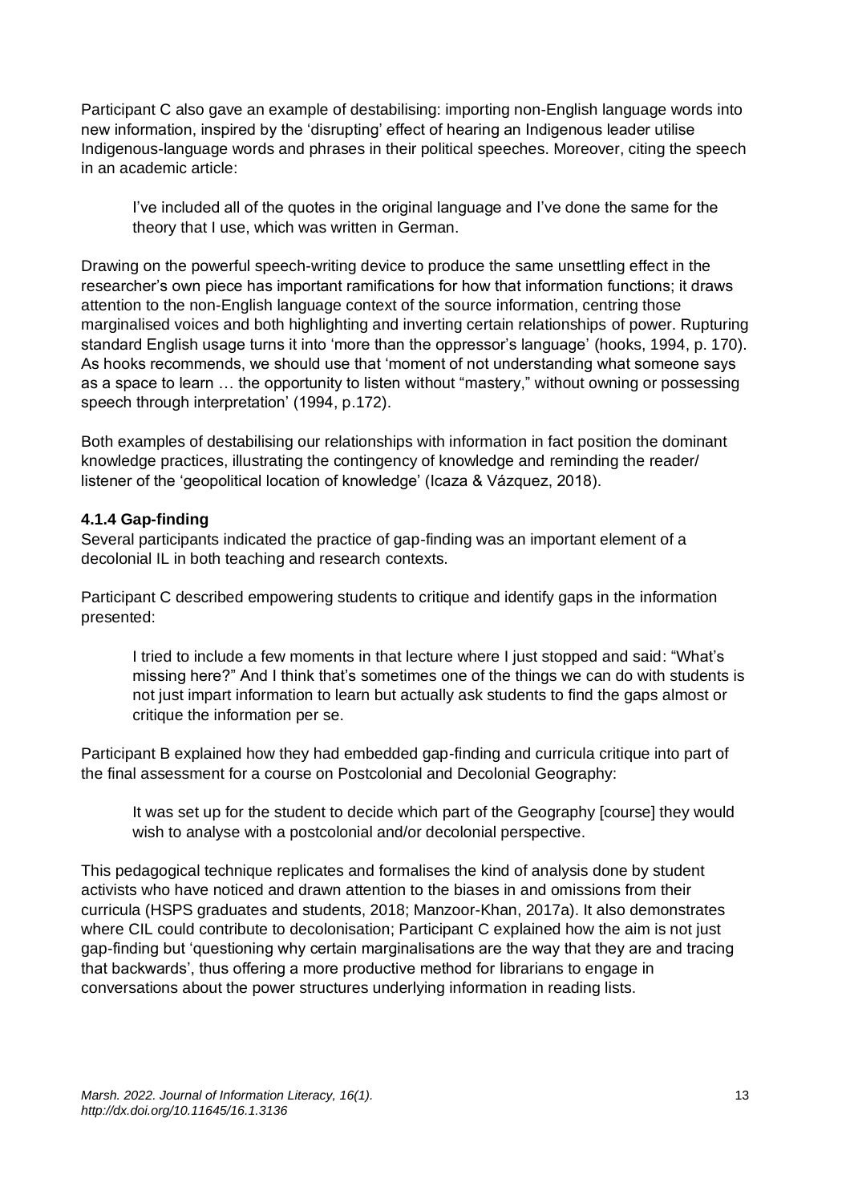Participant C also gave an example of destabilising: importing non-English language words into new information, inspired by the 'disrupting' effect of hearing an Indigenous leader utilise Indigenous-language words and phrases in their political speeches. Moreover, citing the speech in an academic article:

> I've included all of the quotes in the original language and I've done the same for the theory that I use, which was written in German.

Drawing on the powerful speech-writing device to produce the same unsettling effect in the researcher's own piece has important ramifications for how that information functions; it draws attention to the non-English language context of the source information, centring those marginalised voices and both highlighting and inverting certain relationships of power. Rupturing standard English usage turns it into 'more than the oppressor's language' (hooks, 1994, p. 170). As hooks recommends, we should use that 'moment of not understanding what someone says as a space to learn … the opportunity to listen without "mastery," without owning or possessing speech through interpretation' (1994, p.172).

Both examples of destabilising our relationships with information in fact position the dominant knowledge practices, illustrating the contingency of knowledge and reminding the reader/ listener of the 'geopolitical location of knowledge' (Icaza & Vázquez, 2018).

#### 4.1.4 Gap-finding

Several participants indicated the practice of gap-finding was an important element of a decolonial IL in both teaching and research contexts.

Participant C described empowering students to critique and identify gaps in the information presented:

> I tried to include a few moments in that lecture where I just stopped and said: "What's missing here?" And I think that's sometimes one of the things we can do with students is not just impart information to learn but actually ask students to find the gaps almost or critique the information per se.

Participant B explained how they had embedded gap-finding and curricula critique into part of the final assessment for a course on Postcolonial and Decolonial Geography:

> It was set up for the student to decide which part of the Geography [course] they would wish to analyse with a postcolonial and/or decolonial perspective.

This pedagogical technique replicates and formalises the kind of analysis done by student activists who have noticed and drawn attention to the biases in and omissions from their curricula (HSPS graduates and students, 2018; Manzoor-Khan, 2017a). It also demonstrates where CIL could contribute to decolonisation; Participant C explained how the aim is not just gap-finding but 'questioning why certain marginalisations are the way that they are and tracing that backwards', thus offering a more productive method for librarians to engage in conversations about the power structures underlying information in reading lists.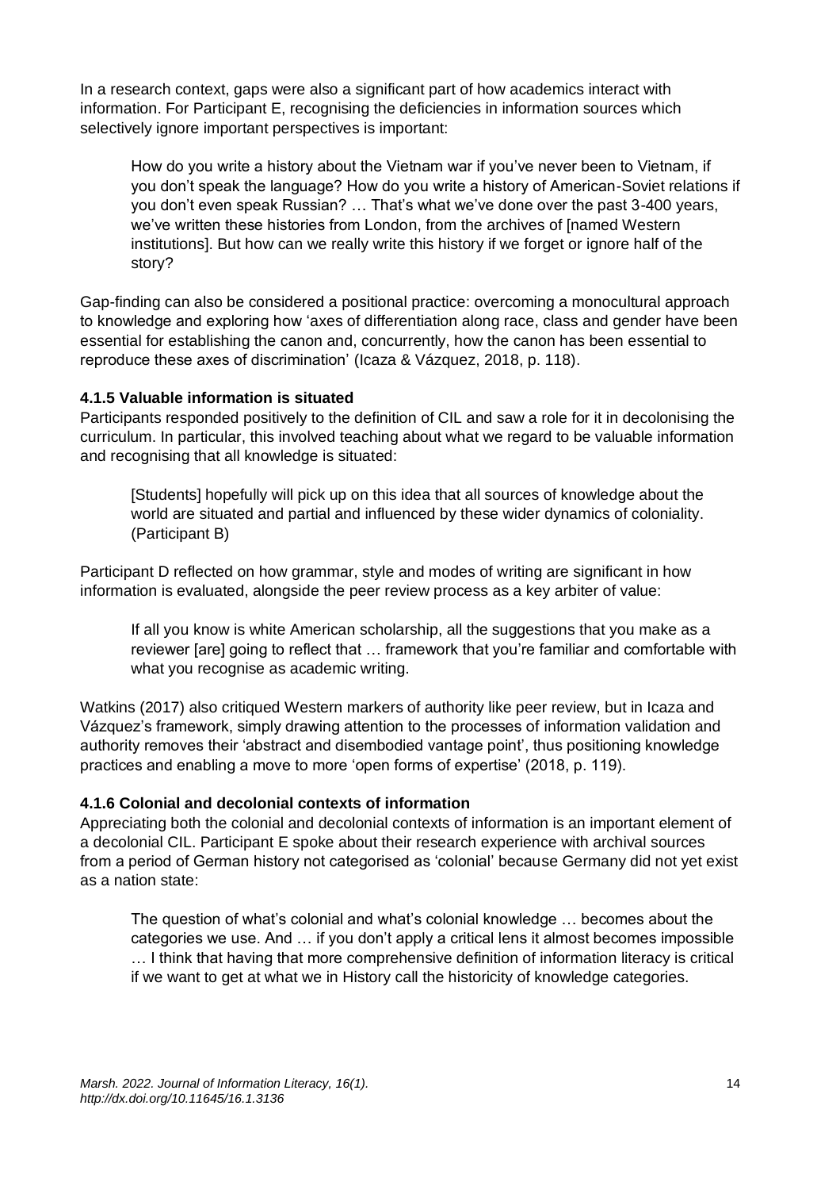In a research context, gaps were also a significant part of how academics interact with information. For Participant E, recognising the deficiencies in information sources which selectively ignore important perspectives is important:

> How do you write a history about the Vietnam war if you've never been to Vietnam, if you don't speak the language? How do you write a history of American-Soviet relations if you don't even speak Russian? … That's what we've done over the past 3-400 years, we've written these histories from London, from the archives of [named Western institutions]. But how can we really write this history if we forget or ignore half of the story?

Gap-finding can also be considered a positional practice: overcoming a monocultural approach to knowledge and exploring how 'axes of differentiation along race, class and gender have been essential for establishing the canon and, concurrently, how the canon has been essential to reproduce these axes of discrimination' (Icaza & Vázquez, 2018, p. 118).

#### 4.1.5 Valuable information is situated

Participants responded positively to the definition of CIL and saw a role for it in decolonising the curriculum. In particular, this involved teaching about what we regard to be valuable information and recognising that all knowledge is situated:

> [Students] hopefully will pick up on this idea that all sources of knowledge about the world are situated and partial and influenced by these wider dynamics of coloniality. (Participant B)

Participant D reflected on how grammar, style and modes of writing are significant in how information is evaluated, alongside the peer review process as a key arbiter of value:

> If all you know is white American scholarship, all the suggestions that you make as a reviewer [are] going to reflect that … framework that you're familiar and comfortable with what you recognise as academic writing.

Watkins (2017) also critiqued Western markers of authority like peer review, but in Icaza and Vázquez's framework, simply drawing attention to the processes of information validation and authority removes their 'abstract and disembodied vantage point', thus positioning knowledge practices and enabling a move to more 'open forms of expertise' (2018, p. 119).

#### 4.1.6 Colonial and decolonial contexts of information

Appreciating both the colonial and decolonial contexts of information is an important element of a decolonial CIL. Participant E spoke about their research experience with archival sources from a period of German history not categorised as 'colonial' because Germany did not yet exist as a nation state:

> The question of what's colonial and what's colonial knowledge … becomes about the categories we use. And … if you don't apply a critical lens it almost becomes impossible … I think that having that more comprehensive definition of information literacy is critical if we want to get at what we in History call the historicity of knowledge categories.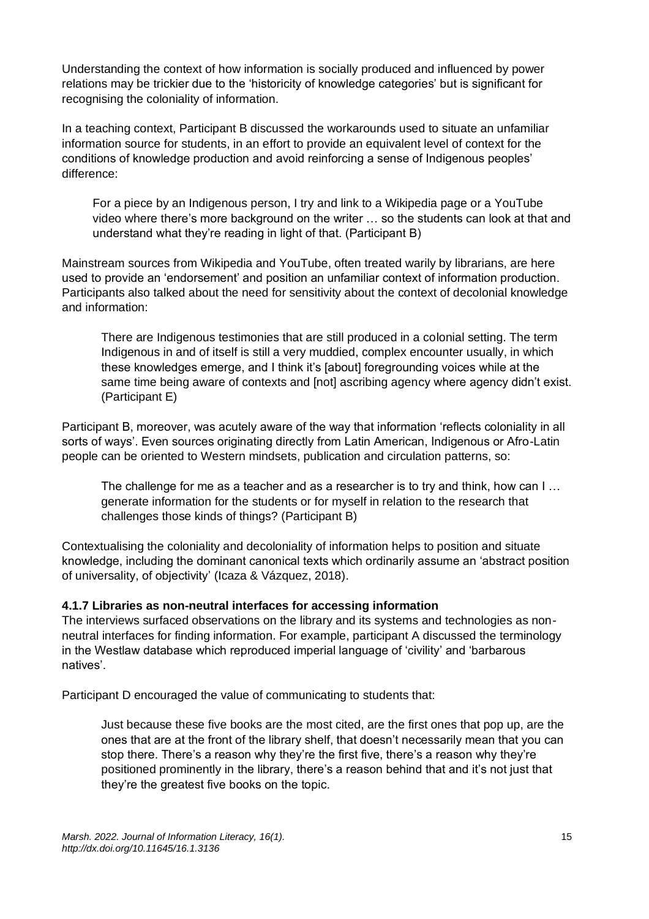Understanding the context of how information is socially produced and influenced by power relations may be trickier due to the 'historicity of knowledge categories' but is significant for recognising the coloniality of information.

In a teaching context, Participant B discussed the workarounds used to situate an unfamiliar information source for students, in an effort to provide an equivalent level of context for the conditions of knowledge production and avoid reinforcing a sense of Indigenous peoples' difference:

> For a piece by an Indigenous person, I try and link to a Wikipedia page or a YouTube video where there's more background on the writer … so the students can look at that and understand what they're reading in light of that. (Participant B)

Mainstream sources from Wikipedia and YouTube, often treated warily by librarians, are here used to provide an 'endorsement' and position an unfamiliar context of information production. Participants also talked about the need for sensitivity about the context of decolonial knowledge and information:

> There are Indigenous testimonies that are still produced in a colonial setting. The term Indigenous in and of itself is still a very muddied, complex encounter usually, in which these knowledges emerge, and I think it's [about] foregrounding voices while at the same time being aware of contexts and [not] ascribing agency where agency didn't exist. (Participant E)

Participant B, moreover, was acutely aware of the way that information 'reflects coloniality in all sorts of ways'. Even sources originating directly from Latin American, Indigenous or Afro-Latin people can be oriented to Western mindsets, publication and circulation patterns, so:

> The challenge for me as a teacher and as a researcher is to try and think, how can I … generate information for the students or for myself in relation to the research that challenges those kinds of things? (Participant B)

Contextualising the coloniality and decoloniality of information helps to position and situate knowledge, including the dominant canonical texts which ordinarily assume an 'abstract position of universality, of objectivity' (Icaza & Vázquez, 2018).

#### 4.1.7 Libraries as non-neutral interfaces for accessing information

The interviews surfaced observations on the library and its systems and technologies as non-neutral interfaces for finding information. For example, participant A discussed the terminology in the Westlaw database which reproduced imperial language of 'civility' and 'barbarous natives'.

Participant D encouraged the value of communicating to students that:

> Just because these five books are the most cited, are the first ones that pop up, are the ones that are at the front of the library shelf, that doesn't necessarily mean that you can stop there. There's a reason why they're the first five, there's a reason why they're positioned prominently in the library, there's a reason behind that and it's not just that they're the greatest five books on the topic.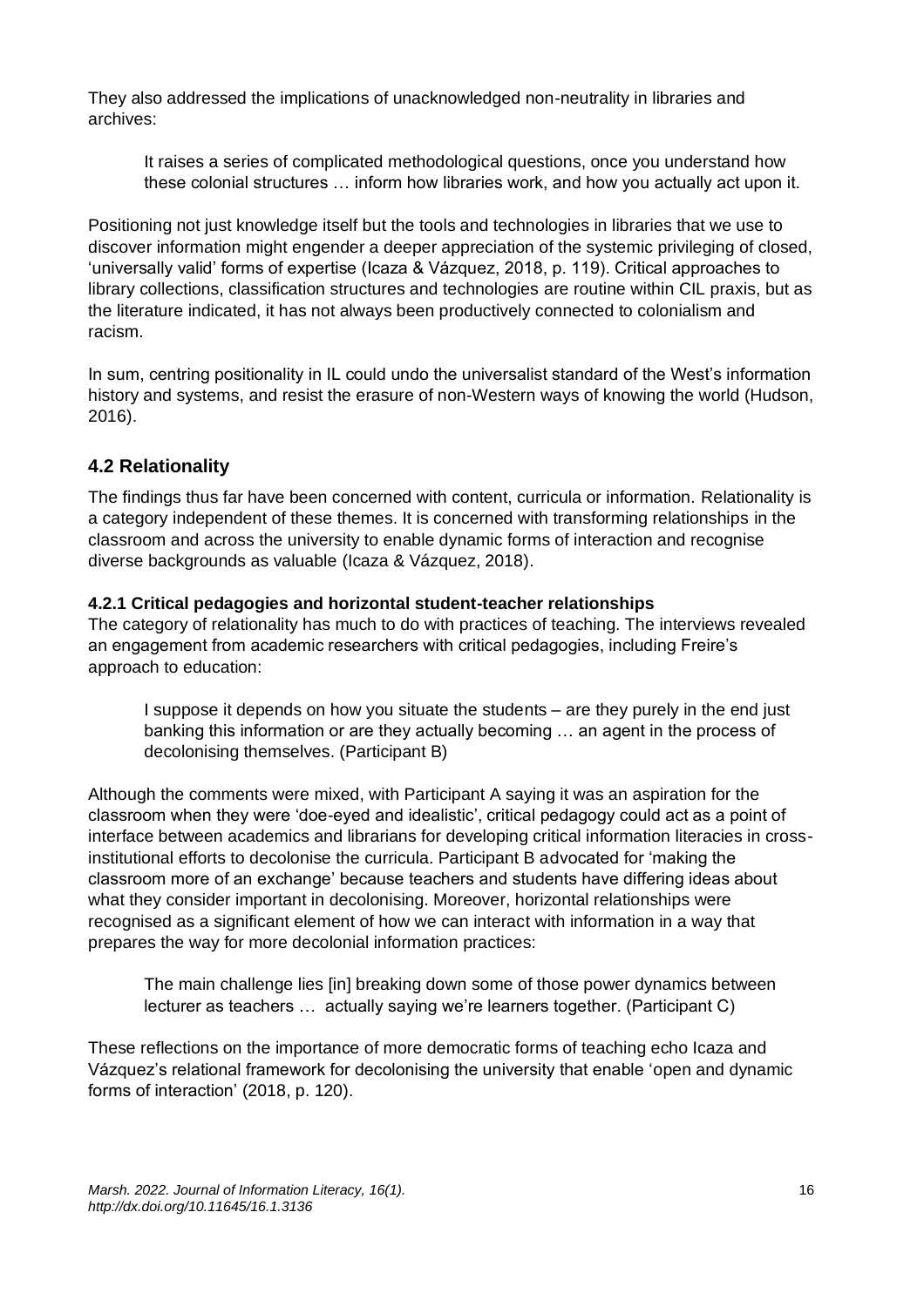They also addressed the implications of unacknowledged non-neutrality in libraries and archives:

> It raises a series of complicated methodological questions, once you understand how these colonial structures … inform how libraries work, and how you actually act upon it.

Positioning not just knowledge itself but the tools and technologies in libraries that we use to discover information might engender a deeper appreciation of the systemic privileging of closed, 'universally valid' forms of expertise (Icaza & Vázquez, 2018, p. 119). Critical approaches to library collections, classification structures and technologies are routine within CIL praxis, but as the literature indicated, it has not always been productively connected to colonialism and racism.

In sum, centring positionality in IL could undo the universalist standard of the West's information history and systems, and resist the erasure of non-Western ways of knowing the world (Hudson, 2016).

## 4.2 Relationality

The findings thus far have been concerned with content, curricula or information. Relationality is a category independent of these themes. It is concerned with transforming relationships in the classroom and across the university to enable dynamic forms of interaction and recognise diverse backgrounds as valuable (Icaza & Vázquez, 2018).

### 4.2.1 Critical pedagogies and horizontal student-teacher relationships

The category of relationality has much to do with practices of teaching. The interviews revealed an engagement from academic researchers with critical pedagogies, including Freire's approach to education:

> I suppose it depends on how you situate the students – are they purely in the end just banking this information or are they actually becoming … an agent in the process of decolonising themselves. (Participant B)

Although the comments were mixed, with Participant A saying it was an aspiration for the classroom when they were 'doe-eyed and idealistic', critical pedagogy could act as a point of interface between academics and librarians for developing critical information literacies in cross-institutional efforts to decolonise the curricula. Participant B advocated for 'making the classroom more of an exchange' because teachers and students have differing ideas about what they consider important in decolonising. Moreover, horizontal relationships were recognised as a significant element of how we can interact with information in a way that prepares the way for more decolonial information practices:

> The main challenge lies [in] breaking down some of those power dynamics between lecturer as teachers … actually saying we're learners together. (Participant C)

These reflections on the importance of more democratic forms of teaching echo Icaza and Vázquez's relational framework for decolonising the university that enable 'open and dynamic forms of interaction' (2018, p. 120).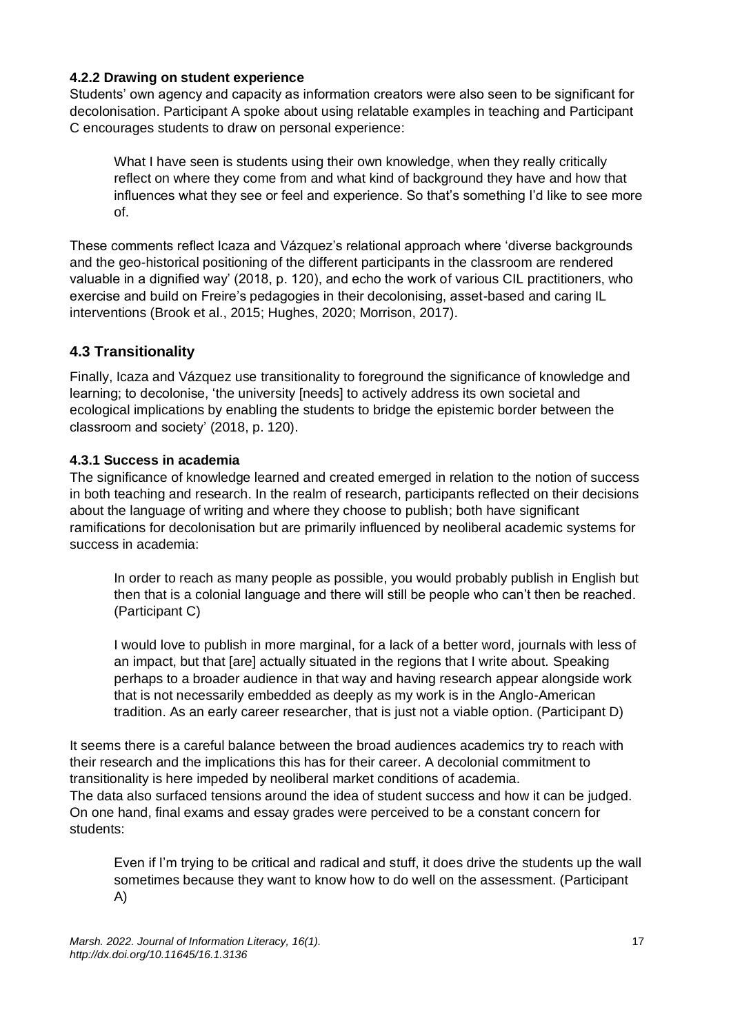#### 4.2.2 Drawing on student experience

Students' own agency and capacity as information creators were also seen to be significant for decolonisation. Participant A spoke about using relatable examples in teaching and Participant C encourages students to draw on personal experience:

> What I have seen is students using their own knowledge, when they really critically reflect on where they come from and what kind of background they have and how that influences what they see or feel and experience. So that's something I'd like to see more of.

These comments reflect Icaza and Vázquez's relational approach where 'diverse backgrounds and the geo-historical positioning of the different participants in the classroom are rendered valuable in a dignified way' (2018, p. 120), and echo the work of various CIL practitioners, who exercise and build on Freire's pedagogies in their decolonising, asset-based and caring IL interventions (Brook et al., 2015; Hughes, 2020; Morrison, 2017).

### 4.3 Transitionality

Finally, Icaza and Vázquez use transitionality to foreground the significance of knowledge and learning; to decolonise, 'the university [needs] to actively address its own societal and ecological implications by enabling the students to bridge the epistemic border between the classroom and society' (2018, p. 120).

#### 4.3.1 Success in academia

The significance of knowledge learned and created emerged in relation to the notion of success in both teaching and research. In the realm of research, participants reflected on their decisions about the language of writing and where they choose to publish; both have significant ramifications for decolonisation but are primarily influenced by neoliberal academic systems for success in academia:

> In order to reach as many people as possible, you would probably publish in English but then that is a colonial language and there will still be people who can't then be reached. (Participant C)

> I would love to publish in more marginal, for a lack of a better word, journals with less of an impact, but that [are] actually situated in the regions that I write about. Speaking perhaps to a broader audience in that way and having research appear alongside work that is not necessarily embedded as deeply as my work is in the Anglo-American tradition. As an early career researcher, that is just not a viable option. (Participant D)

It seems there is a careful balance between the broad audiences academics try to reach with their research and the implications this has for their career. A decolonial commitment to transitionality is here impeded by neoliberal market conditions of academia.

The data also surfaced tensions around the idea of student success and how it can be judged. On one hand, final exams and essay grades were perceived to be a constant concern for students:

> Even if I'm trying to be critical and radical and stuff, it does drive the students up the wall sometimes because they want to know how to do well on the assessment. (Participant A)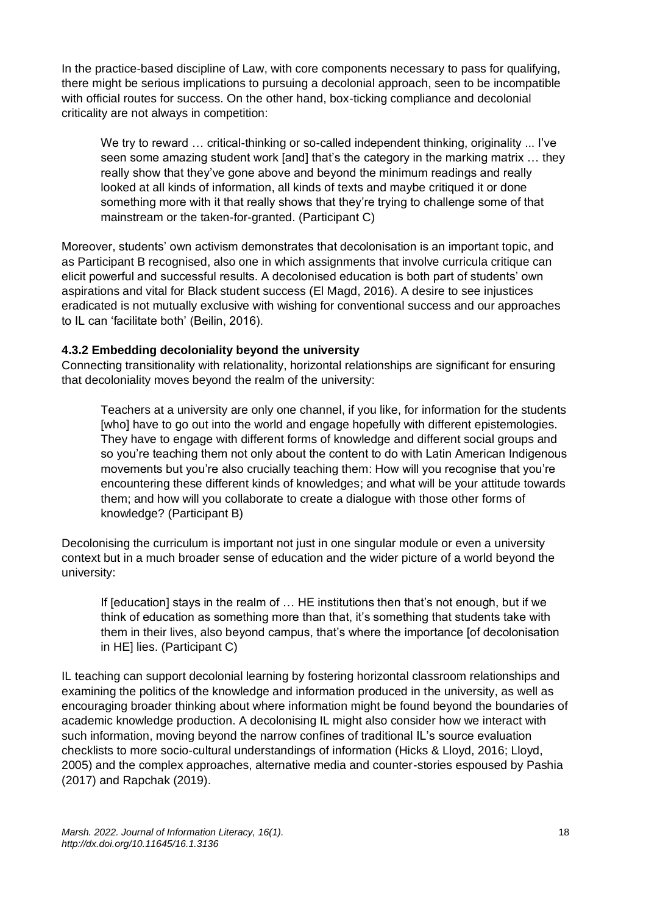In the practice-based discipline of Law, with core components necessary to pass for qualifying, there might be serious implications to pursuing a decolonial approach, seen to be incompatible with official routes for success. On the other hand, box-ticking compliance and decolonial criticality are not always in competition:

> We try to reward … critical-thinking or so-called independent thinking, originality ... I've seen some amazing student work [and] that's the category in the marking matrix … they really show that they've gone above and beyond the minimum readings and really looked at all kinds of information, all kinds of texts and maybe critiqued it or done something more with it that really shows that they're trying to challenge some of that mainstream or the taken-for-granted. (Participant C)

Moreover, students' own activism demonstrates that decolonisation is an important topic, and as Participant B recognised, also one in which assignments that involve curricula critique can elicit powerful and successful results. A decolonised education is both part of students' own aspirations and vital for Black student success (El Magd, 2016). A desire to see injustices eradicated is not mutually exclusive with wishing for conventional success and our approaches to IL can 'facilitate both' (Beilin, 2016).

#### 4.3.2 Embedding decoloniality beyond the university

Connecting transitionality with relationality, horizontal relationships are significant for ensuring that decoloniality moves beyond the realm of the university:

> Teachers at a university are only one channel, if you like, for information for the students [who] have to go out into the world and engage hopefully with different epistemologies. They have to engage with different forms of knowledge and different social groups and so you're teaching them not only about the content to do with Latin American Indigenous movements but you're also crucially teaching them: How will you recognise that you're encountering these different kinds of knowledges; and what will be your attitude towards them; and how will you collaborate to create a dialogue with those other forms of knowledge? (Participant B)

Decolonising the curriculum is important not just in one singular module or even a university context but in a much broader sense of education and the wider picture of a world beyond the university:

> If [education] stays in the realm of … HE institutions then that's not enough, but if we think of education as something more than that, it's something that students take with them in their lives, also beyond campus, that's where the importance [of decolonisation in HE] lies. (Participant C)

IL teaching can support decolonial learning by fostering horizontal classroom relationships and examining the politics of the knowledge and information produced in the university, as well as encouraging broader thinking about where information might be found beyond the boundaries of academic knowledge production. A decolonising IL might also consider how we interact with such information, moving beyond the narrow confines of traditional IL's source evaluation checklists to more socio-cultural understandings of information (Hicks & Lloyd, 2016; Lloyd, 2005) and the complex approaches, alternative media and counter-stories espoused by Pashia (2017) and Rapchak (2019).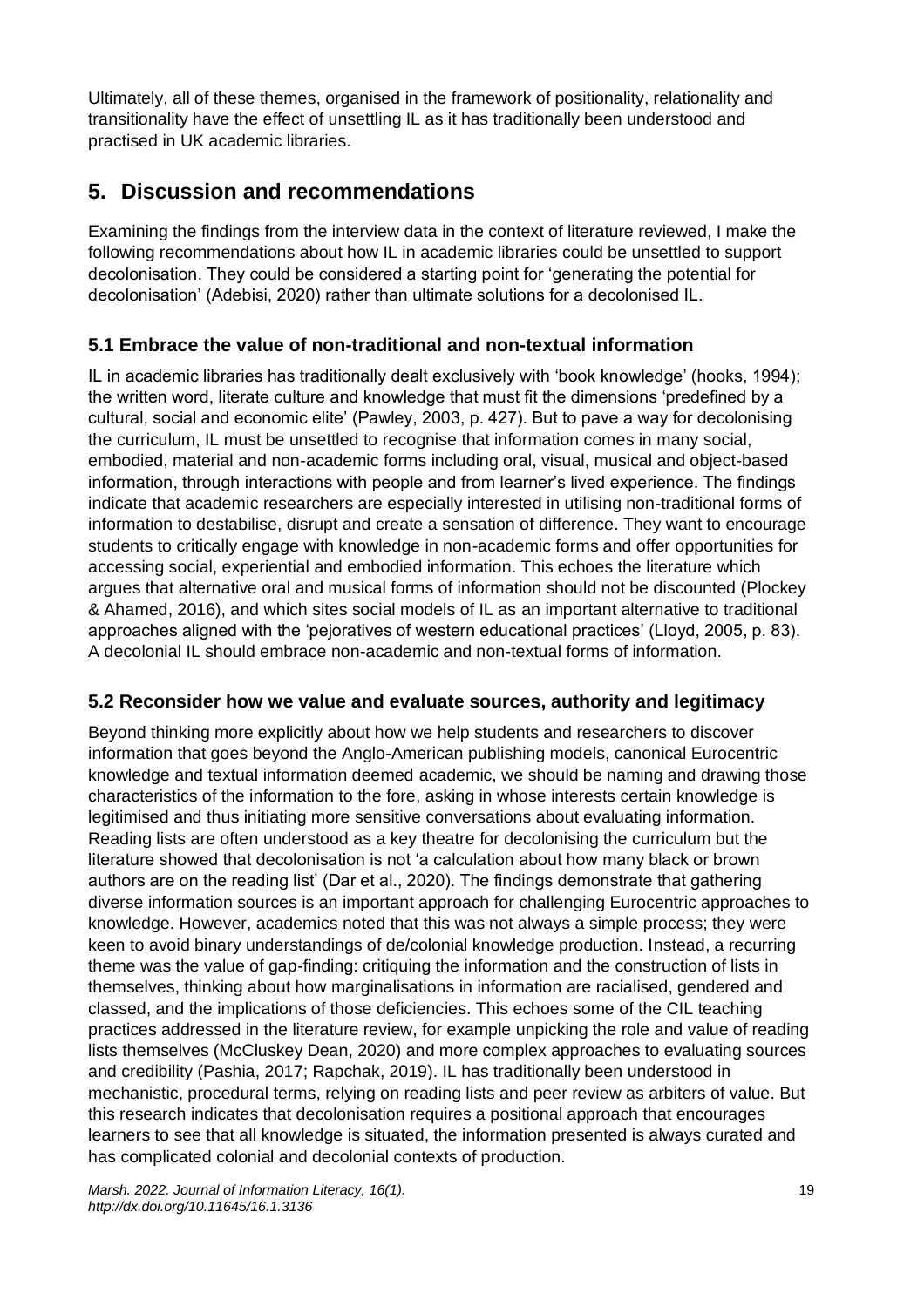Ultimately, all of these themes, organised in the framework of positionality, relationality and transitionality have the effect of unsettling IL as it has traditionally been understood and practised in UK academic libraries.

## 5. Discussion and recommendations

Examining the findings from the interview data in the context of literature reviewed, I make the following recommendations about how IL in academic libraries could be unsettled to support decolonisation. They could be considered a starting point for 'generating the potential for decolonisation' (Adebisi, 2020) rather than ultimate solutions for a decolonised IL.

### 5.1 Embrace the value of non-traditional and non-textual information

IL in academic libraries has traditionally dealt exclusively with 'book knowledge' (hooks, 1994); the written word, literate culture and knowledge that must fit the dimensions 'predefined by a cultural, social and economic elite' (Pawley, 2003, p. 427). But to pave a way for decolonising the curriculum, IL must be unsettled to recognise that information comes in many social, embodied, material and non-academic forms including oral, visual, musical and object-based information, through interactions with people and from learner's lived experience. The findings indicate that academic researchers are especially interested in utilising non-traditional forms of information to destabilise, disrupt and create a sensation of difference. They want to encourage students to critically engage with knowledge in non-academic forms and offer opportunities for accessing social, experiential and embodied information. This echoes the literature which argues that alternative oral and musical forms of information should not be discounted (Plockey & Ahamed, 2016), and which sites social models of IL as an important alternative to traditional approaches aligned with the 'pejoratives of western educational practices' (Lloyd, 2005, p. 83). A decolonial IL should embrace non-academic and non-textual forms of information.

### 5.2 Reconsider how we value and evaluate sources, authority and legitimacy

Beyond thinking more explicitly about how we help students and researchers to discover information that goes beyond the Anglo-American publishing models, canonical Eurocentric knowledge and textual information deemed academic, we should be naming and drawing those characteristics of the information to the fore, asking in whose interests certain knowledge is legitimised and thus initiating more sensitive conversations about evaluating information. Reading lists are often understood as a key theatre for decolonising the curriculum but the literature showed that decolonisation is not 'a calculation about how many black or brown authors are on the reading list' (Dar et al., 2020). The findings demonstrate that gathering diverse information sources is an important approach for challenging Eurocentric approaches to knowledge. However, academics noted that this was not always a simple process; they were keen to avoid binary understandings of de/colonial knowledge production. Instead, a recurring theme was the value of gap-finding: critiquing the information and the construction of lists in themselves, thinking about how marginalisations in information are racialised, gendered and classed, and the implications of those deficiencies. This echoes some of the CIL teaching practices addressed in the literature review, for example unpicking the role and value of reading lists themselves (McCluskey Dean, 2020) and more complex approaches to evaluating sources and credibility (Pashia, 2017; Rapchak, 2019). IL has traditionally been understood in mechanistic, procedural terms, relying on reading lists and peer review as arbiters of value. But this research indicates that decolonisation requires a positional approach that encourages learners to see that all knowledge is situated, the information presented is always curated and has complicated colonial and decolonial contexts of production.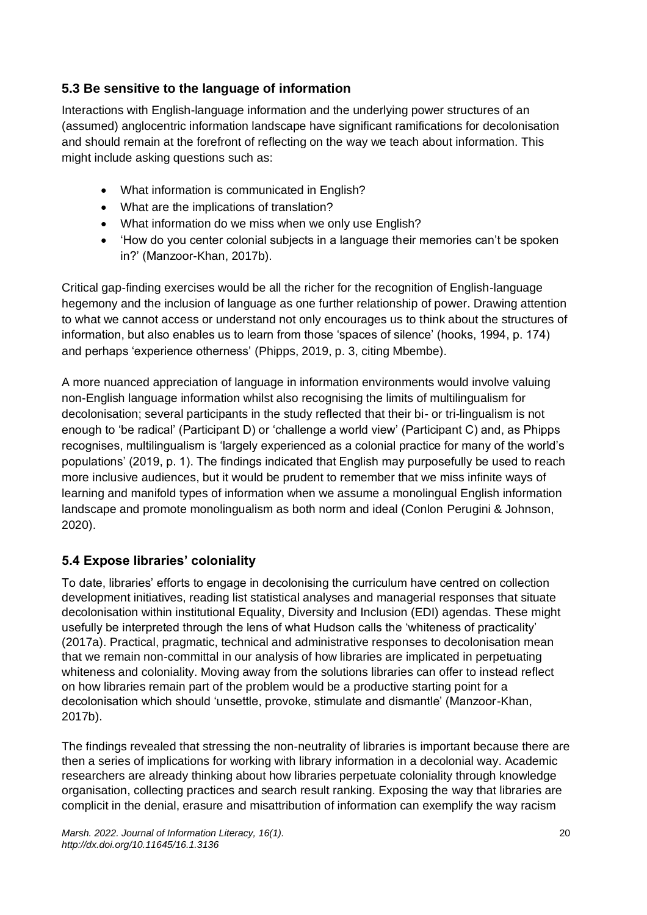## 5.3 Be sensitive to the language of information

Interactions with English-language information and the underlying power structures of an (assumed) anglocentric information landscape have significant ramifications for decolonisation and should remain at the forefront of reflecting on the way we teach about information. This might include asking questions such as:

- What information is communicated in English?
- What are the implications of translation?
- What information do we miss when we only use English?
- 'How do you center colonial subjects in a language their memories can't be spoken in?' (Manzoor-Khan, 2017b).

Critical gap-finding exercises would be all the richer for the recognition of English-language hegemony and the inclusion of language as one further relationship of power. Drawing attention to what we cannot access or understand not only encourages us to think about the structures of information, but also enables us to learn from those 'spaces of silence' (hooks, 1994, p. 174) and perhaps 'experience otherness' (Phipps, 2019, p. 3, citing Mbembe).

A more nuanced appreciation of language in information environments would involve valuing non-English language information whilst also recognising the limits of multilingualism for decolonisation; several participants in the study reflected that their bi- or tri-lingualism is not enough to 'be radical' (Participant D) or 'challenge a world view' (Participant C) and, as Phipps recognises, multilingualism is 'largely experienced as a colonial practice for many of the world's populations' (2019, p. 1). The findings indicated that English may purposefully be used to reach more inclusive audiences, but it would be prudent to remember that we miss infinite ways of learning and manifold types of information when we assume a monolingual English information landscape and promote monolingualism as both norm and ideal (Conlon Perugini & Johnson, 2020).

## 5.4 Expose libraries' coloniality

To date, libraries' efforts to engage in decolonising the curriculum have centred on collection development initiatives, reading list statistical analyses and managerial responses that situate decolonisation within institutional Equality, Diversity and Inclusion (EDI) agendas. These might usefully be interpreted through the lens of what Hudson calls the 'whiteness of practicality' (2017a). Practical, pragmatic, technical and administrative responses to decolonisation mean that we remain non-committal in our analysis of how libraries are implicated in perpetuating whiteness and coloniality. Moving away from the solutions libraries can offer to instead reflect on how libraries remain part of the problem would be a productive starting point for a decolonisation which should 'unsettle, provoke, stimulate and dismantle' (Manzoor-Khan, 2017b).

The findings revealed that stressing the non-neutrality of libraries is important because there are then a series of implications for working with library information in a decolonial way. Academic researchers are already thinking about how libraries perpetuate coloniality through knowledge organisation, collecting practices and search result ranking. Exposing the way that libraries are complicit in the denial, erasure and misattribution of information can exemplify the way racism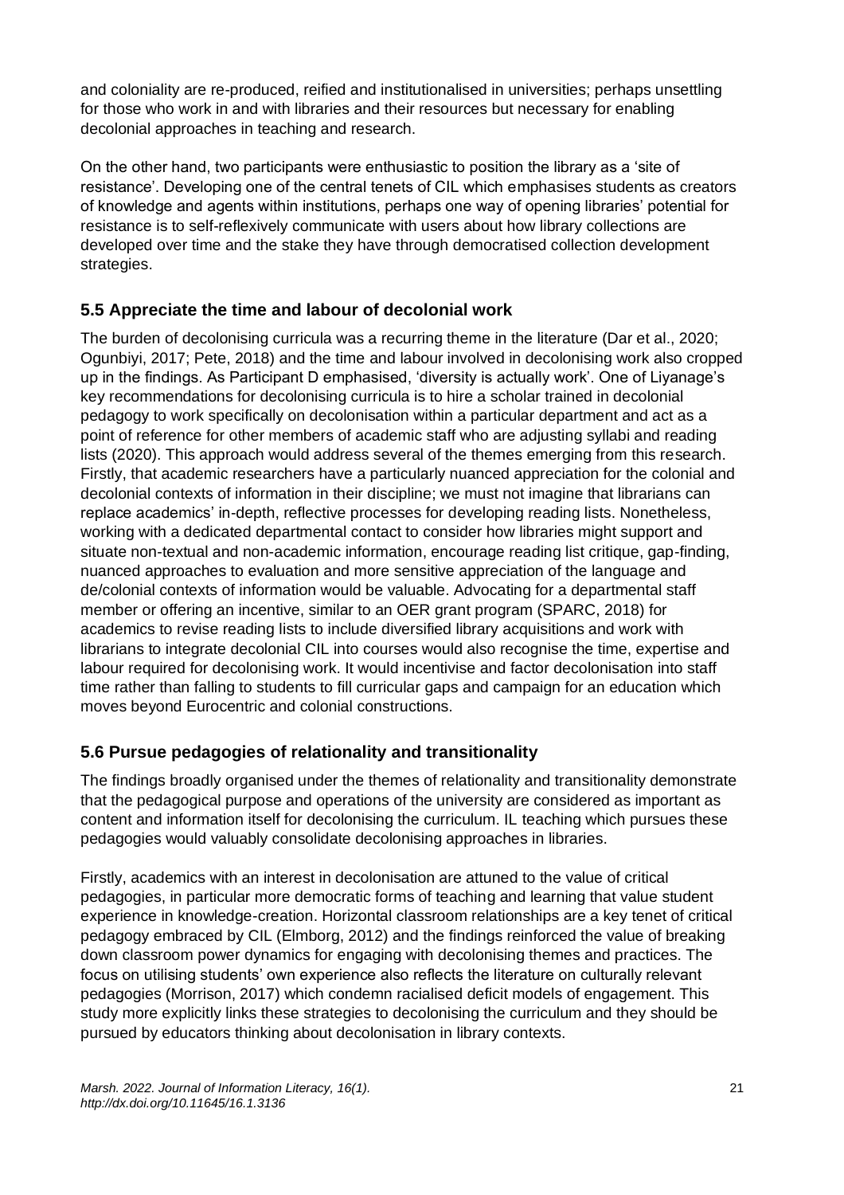and coloniality are re-produced, reified and institutionalised in universities; perhaps unsettling for those who work in and with libraries and their resources but necessary for enabling decolonial approaches in teaching and research.

On the other hand, two participants were enthusiastic to position the library as a 'site of resistance'. Developing one of the central tenets of CIL which emphasises students as creators of knowledge and agents within institutions, perhaps one way of opening libraries' potential for resistance is to self-reflexively communicate with users about how library collections are developed over time and the stake they have through democratised collection development strategies.

### 5.5 Appreciate the time and labour of decolonial work

The burden of decolonising curricula was a recurring theme in the literature (Dar et al., 2020; Ogunbiyi, 2017; Pete, 2018) and the time and labour involved in decolonising work also cropped up in the findings. As Participant D emphasised, 'diversity is actually work'. One of Liyanage's key recommendations for decolonising curricula is to hire a scholar trained in decolonial pedagogy to work specifically on decolonisation within a particular department and act as a point of reference for other members of academic staff who are adjusting syllabi and reading lists (2020). This approach would address several of the themes emerging from this research. Firstly, that academic researchers have a particularly nuanced appreciation for the colonial and decolonial contexts of information in their discipline; we must not imagine that librarians can replace academics' in-depth, reflective processes for developing reading lists. Nonetheless, working with a dedicated departmental contact to consider how libraries might support and situate non-textual and non-academic information, encourage reading list critique, gap-finding, nuanced approaches to evaluation and more sensitive appreciation of the language and de/colonial contexts of information would be valuable. Advocating for a departmental staff member or offering an incentive, similar to an OER grant program (SPARC, 2018) for academics to revise reading lists to include diversified library acquisitions and work with librarians to integrate decolonial CIL into courses would also recognise the time, expertise and labour required for decolonising work. It would incentivise and factor decolonisation into staff time rather than falling to students to fill curricular gaps and campaign for an education which moves beyond Eurocentric and colonial constructions.

### 5.6 Pursue pedagogies of relationality and transitionality

The findings broadly organised under the themes of relationality and transitionality demonstrate that the pedagogical purpose and operations of the university are considered as important as content and information itself for decolonising the curriculum. IL teaching which pursues these pedagogies would valuably consolidate decolonising approaches in libraries.

Firstly, academics with an interest in decolonisation are attuned to the value of critical pedagogies, in particular more democratic forms of teaching and learning that value student experience in knowledge-creation. Horizontal classroom relationships are a key tenet of critical pedagogy embraced by CIL (Elmborg, 2012) and the findings reinforced the value of breaking down classroom power dynamics for engaging with decolonising themes and practices. The focus on utilising students' own experience also reflects the literature on culturally relevant pedagogies (Morrison, 2017) which condemn racialised deficit models of engagement. This study more explicitly links these strategies to decolonising the curriculum and they should be pursued by educators thinking about decolonisation in library contexts.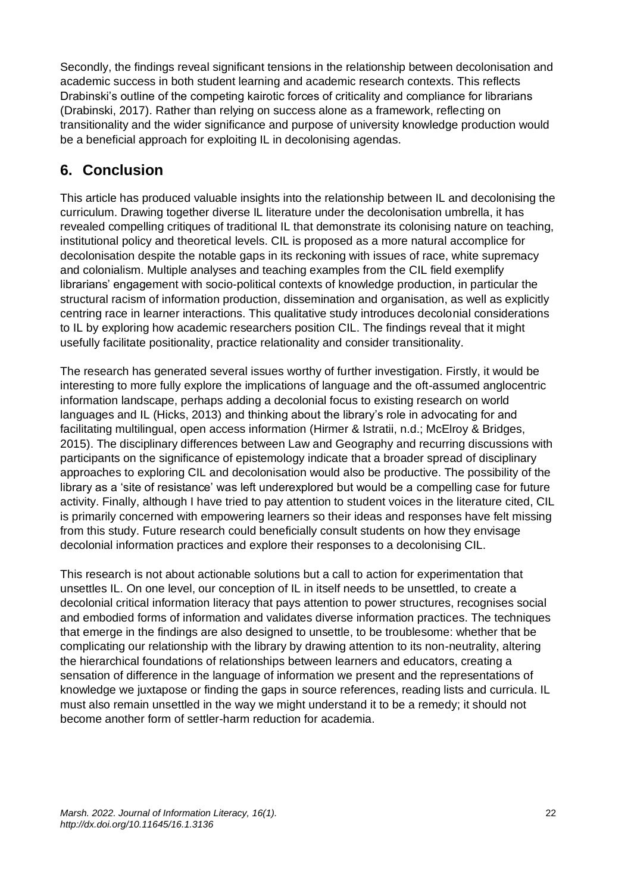Secondly, the findings reveal significant tensions in the relationship between decolonisation and academic success in both student learning and academic research contexts. This reflects Drabinski's outline of the competing kairotic forces of criticality and compliance for librarians (Drabinski, 2017). Rather than relying on success alone as a framework, reflecting on transitionality and the wider significance and purpose of university knowledge production would be a beneficial approach for exploiting IL in decolonising agendas.

## 6. Conclusion

This article has produced valuable insights into the relationship between IL and decolonising the curriculum. Drawing together diverse IL literature under the decolonisation umbrella, it has revealed compelling critiques of traditional IL that demonstrate its colonising nature on teaching, institutional policy and theoretical levels. CIL is proposed as a more natural accomplice for decolonisation despite the notable gaps in its reckoning with issues of race, white supremacy and colonialism. Multiple analyses and teaching examples from the CIL field exemplify librarians' engagement with socio-political contexts of knowledge production, in particular the structural racism of information production, dissemination and organisation, as well as explicitly centring race in learner interactions. This qualitative study introduces decolonial considerations to IL by exploring how academic researchers position CIL. The findings reveal that it might usefully facilitate positionality, practice relationality and consider transitionality.

The research has generated several issues worthy of further investigation. Firstly, it would be interesting to more fully explore the implications of language and the oft-assumed anglocentric information landscape, perhaps adding a decolonial focus to existing research on world languages and IL (Hicks, 2013) and thinking about the library's role in advocating for and facilitating multilingual, open access information (Hirmer & Istratii, n.d.; McElroy & Bridges, 2015). The disciplinary differences between Law and Geography and recurring discussions with participants on the significance of epistemology indicate that a broader spread of disciplinary approaches to exploring CIL and decolonisation would also be productive. The possibility of the library as a 'site of resistance' was left underexplored but would be a compelling case for future activity. Finally, although I have tried to pay attention to student voices in the literature cited, CIL is primarily concerned with empowering learners so their ideas and responses have felt missing from this study. Future research could beneficially consult students on how they envisage decolonial information practices and explore their responses to a decolonising CIL.

This research is not about actionable solutions but a call to action for experimentation that unsettles IL. On one level, our conception of IL in itself needs to be unsettled, to create a decolonial critical information literacy that pays attention to power structures, recognises social and embodied forms of information and validates diverse information practices. The techniques that emerge in the findings are also designed to unsettle, to be troublesome: whether that be complicating our relationship with the library by drawing attention to its non-neutrality, altering the hierarchical foundations of relationships between learners and educators, creating a sensation of difference in the language of information we present and the representations of knowledge we juxtapose or finding the gaps in source references, reading lists and curricula. IL must also remain unsettled in the way we might understand it to be a remedy; it should not become another form of settler-harm reduction for academia.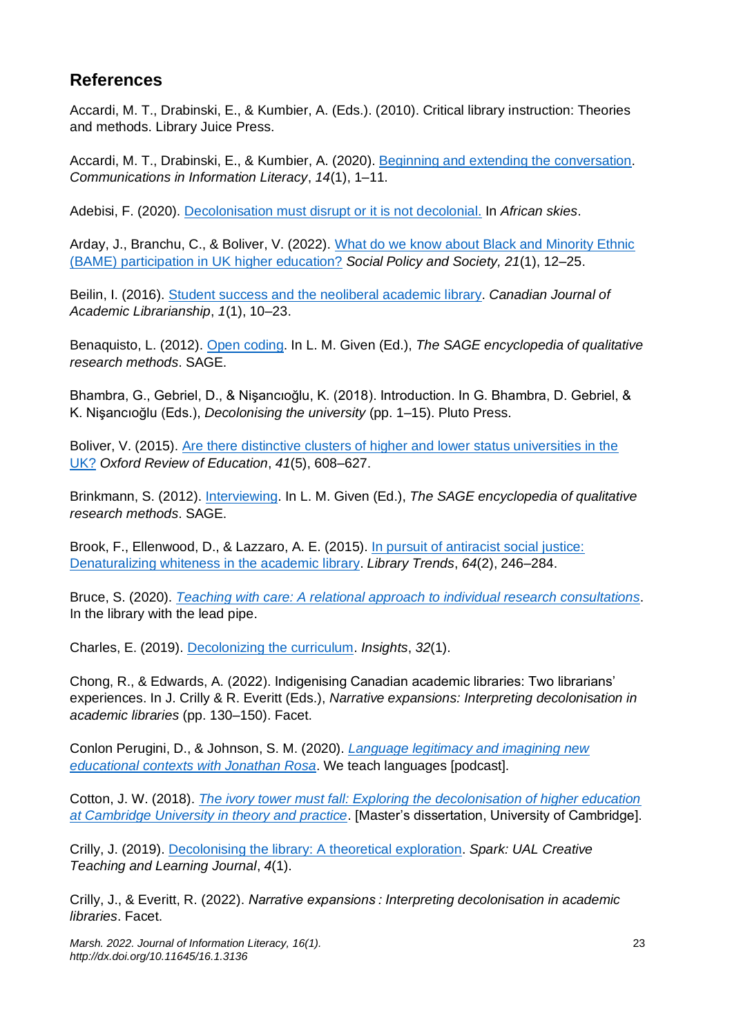## References

Accardi, M. T., Drabinski, E., & Kumbier, A. (Eds.). (2010). Critical library instruction: Theories and methods. Library Juice Press.

Accardi, M. T., Drabinski, E., & Kumbier, A. (2020). Beginning and extending the conversation. *Communications in Information Literacy*, *14*(1), 1–11.

Adebisi, F. (2020). Decolonisation must disrupt or it is not decolonial. In *African skies*.

Arday, J., Branchu, C., & Boliver, V. (2022). What do we know about Black and Minority Ethnic (BAME) participation in UK higher education? *Social Policy and Society, 21*(1), 12–25.

Beilin, I. (2016). Student success and the neoliberal academic library. *Canadian Journal of Academic Librarianship*, *1*(1), 10–23.

Benaquisto, L. (2012). Open coding. In L. M. Given (Ed.), *The SAGE encyclopedia of qualitative research methods*. SAGE.

Bhambra, G., Gebriel, D., & Nişancıoğlu, K. (2018). Introduction. In G. Bhambra, D. Gebriel, & K. Nişancıoğlu (Eds.), *Decolonising the university* (pp. 1–15). Pluto Press.

Boliver, V. (2015). Are there distinctive clusters of higher and lower status universities in the UK? *Oxford Review of Education*, *41*(5), 608–627.

Brinkmann, S. (2012). Interviewing. In L. M. Given (Ed.), *The SAGE encyclopedia of qualitative research methods*. SAGE.

Brook, F., Ellenwood, D., & Lazzaro, A. E. (2015). In pursuit of antiracist social justice: Denaturalizing whiteness in the academic library. *Library Trends*, *64*(2), 246–284.

Bruce, S. (2020). *Teaching with care: A relational approach to individual research consultations*. In the library with the lead pipe.

Charles, E. (2019). Decolonizing the curriculum. *Insights*, *32*(1).

Chong, R., & Edwards, A. (2022). Indigenising Canadian academic libraries: Two librarians' experiences. In J. Crilly & R. Everitt (Eds.), *Narrative expansions: Interpreting decolonisation in academic libraries* (pp. 130–150). Facet.

Conlon Perugini, D., & Johnson, S. M. (2020). *Language legitimacy and imagining new educational contexts with Jonathan Rosa*. We teach languages [podcast].

Cotton, J. W. (2018). *The ivory tower must fall: Exploring the decolonisation of higher education at Cambridge University in theory and practice*. [Master's dissertation, University of Cambridge].

Crilly, J. (2019). Decolonising the library: A theoretical exploration. *Spark: UAL Creative Teaching and Learning Journal*, *4*(1).

Crilly, J., & Everitt, R. (2022). *Narrative expansions : Interpreting decolonisation in academic libraries*. Facet.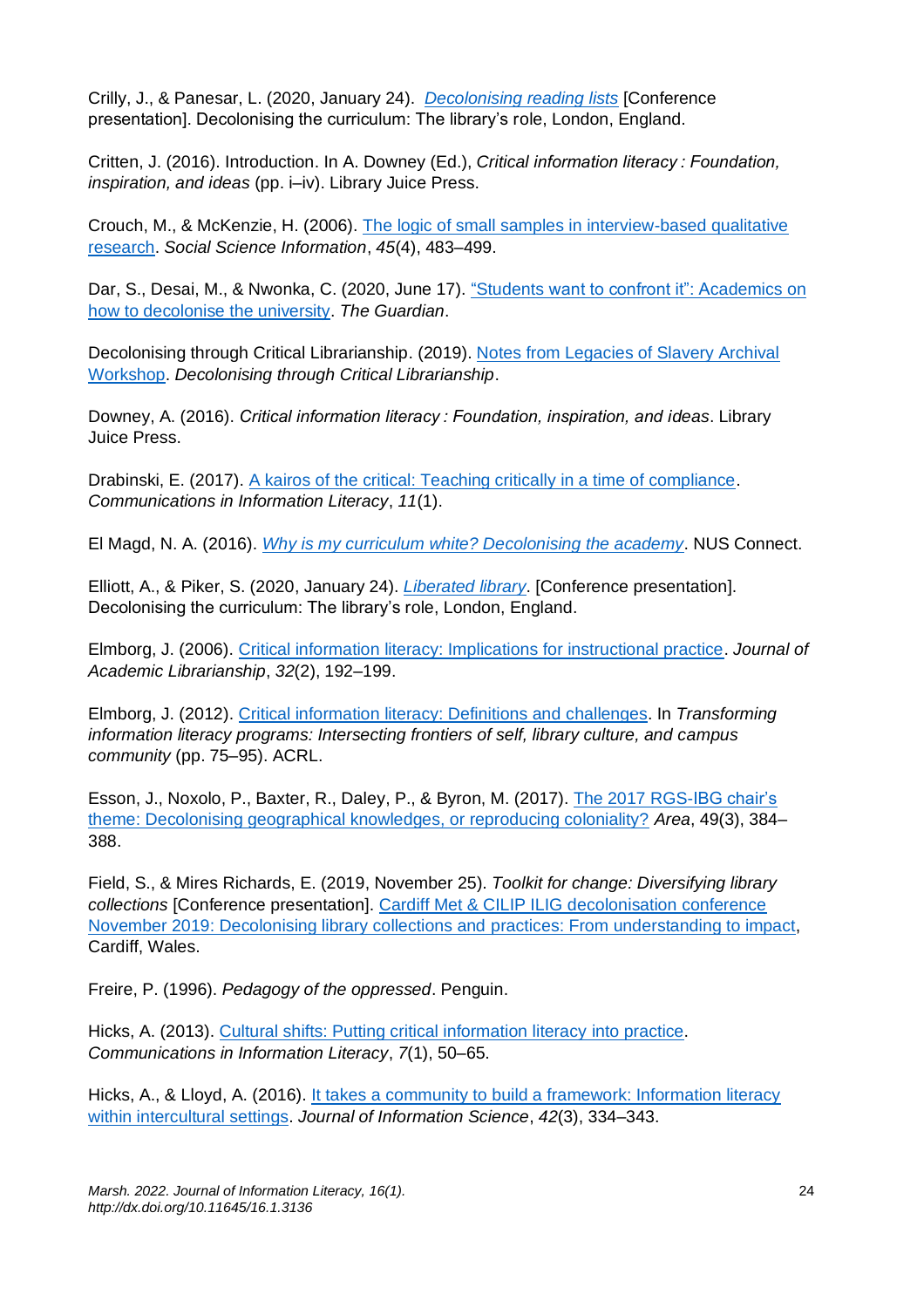Crilly, J., & Panesar, L. (2020, January 24). *[Decolonising reading lists]* [Conference presentation]. Decolonising the curriculum: The library's role, London, England.

Critten, J. (2016). Introduction. In A. Downey (Ed.), *Critical information literacy : Foundation, inspiration, and ideas* (pp. i–iv). Library Juice Press.

Crouch, M., & McKenzie, H. (2006). [The logic of small samples in interview-based qualitative research]. *Social Science Information*, *45*(4), 483–499.

Dar, S., Desai, M., & Nwonka, C. (2020, June 17). ["Students want to confront it": Academics on how to decolonise the university]. *The Guardian*.

Decolonising through Critical Librarianship. (2019). [Notes from Legacies of Slavery Archival Workshop]. *Decolonising through Critical Librarianship*.

Downey, A. (2016). *Critical information literacy : Foundation, inspiration, and ideas*. Library Juice Press.

Drabinski, E. (2017). [A kairos of the critical: Teaching critically in a time of compliance]. *Communications in Information Literacy*, *11*(1).

El Magd, N. A. (2016). *[Why is my curriculum white? Decolonising the academy]*. NUS Connect.

Elliott, A., & Piker, S. (2020, January 24). *[Liberated library]*. [Conference presentation]. Decolonising the curriculum: The library's role, London, England.

Elmborg, J. (2006). [Critical information literacy: Implications for instructional practice]. *Journal of Academic Librarianship*, *32*(2), 192–199.

Elmborg, J. (2012). [Critical information literacy: Definitions and challenges]. In *Transforming information literacy programs: Intersecting frontiers of self, library culture, and campus community* (pp. 75–95). ACRL.

Esson, J., Noxolo, P., Baxter, R., Daley, P., & Byron, M. (2017). [The 2017 RGS-IBG chair's theme: Decolonising geographical knowledges, or reproducing coloniality?] *Area*, 49(3), 384–388.

Field, S., & Mires Richards, E. (2019, November 25). *Toolkit for change: Diversifying library collections* [Conference presentation]. [Cardiff Met & CILIP ILIG decolonisation conference November 2019: Decolonising library collections and practices: From understanding to impact], Cardiff, Wales.

Freire, P. (1996). *Pedagogy of the oppressed*. Penguin.

Hicks, A. (2013). [Cultural shifts: Putting critical information literacy into practice]. *Communications in Information Literacy*, *7*(1), 50–65.

Hicks, A., & Lloyd, A. (2016). [It takes a community to build a framework: Information literacy within intercultural settings]. *Journal of Information Science*, *42*(3), 334–343.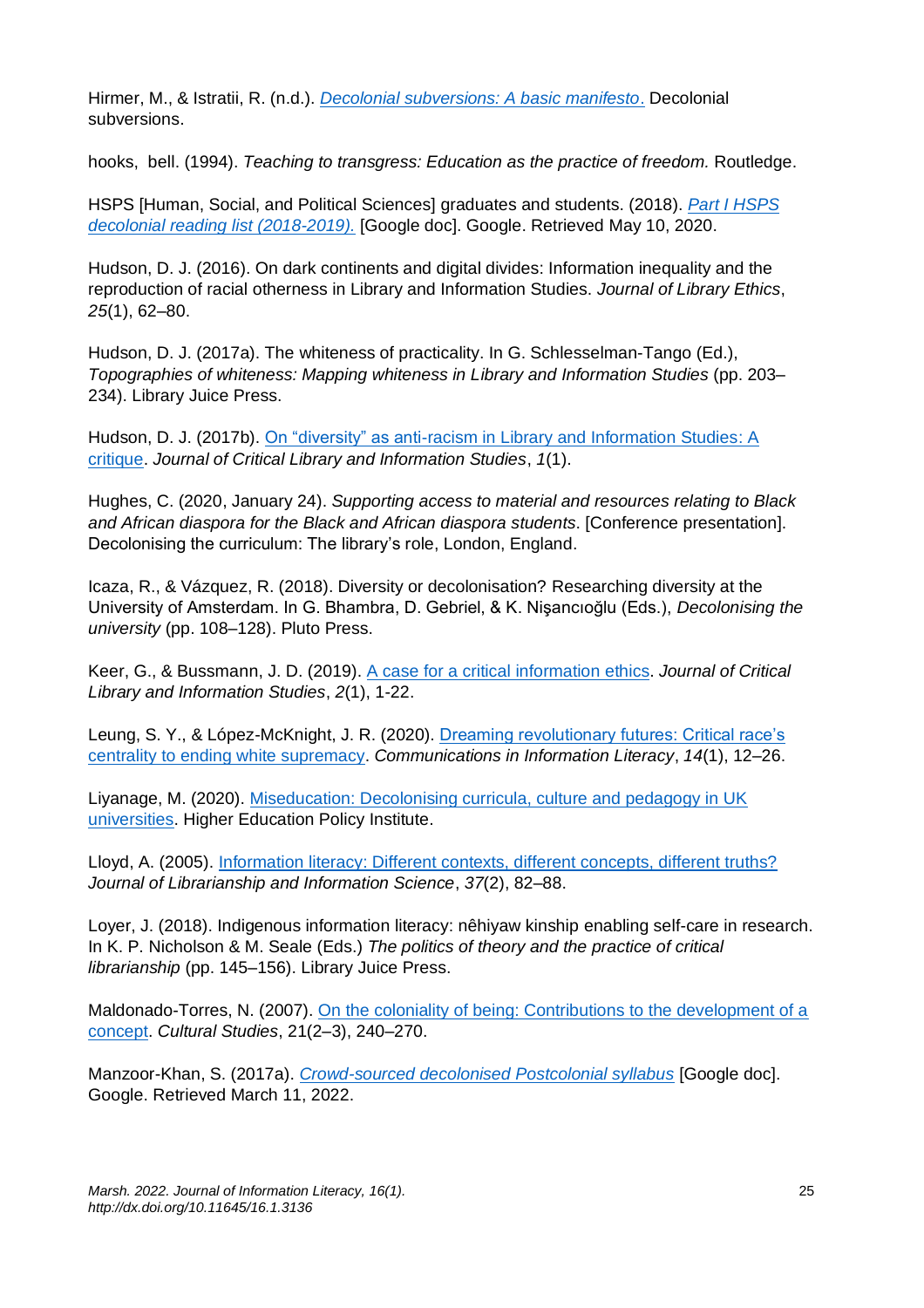Hirmer, M., & Istratii, R. (n.d.). *Decolonial subversions: A basic manifesto*. Decolonial subversions.

hooks, bell. (1994). *Teaching to transgress: Education as the practice of freedom.* Routledge.

HSPS [Human, Social, and Political Sciences] graduates and students. (2018). *Part I HSPS decolonial reading list (2018-2019).* [Google doc]. Google. Retrieved May 10, 2020.

Hudson, D. J. (2016). On dark continents and digital divides: Information inequality and the reproduction of racial otherness in Library and Information Studies. *Journal of Library Ethics*, *25*(1), 62–80.

Hudson, D. J. (2017a). The whiteness of practicality. In G. Schlesselman-Tango (Ed.), *Topographies of whiteness: Mapping whiteness in Library and Information Studies* (pp. 203–234). Library Juice Press.

Hudson, D. J. (2017b). On "diversity" as anti-racism in Library and Information Studies: A critique. *Journal of Critical Library and Information Studies*, *1*(1).

Hughes, C. (2020, January 24). *Supporting access to material and resources relating to Black and African diaspora for the Black and African diaspora students*. [Conference presentation]. Decolonising the curriculum: The library's role, London, England.

Icaza, R., & Vázquez, R. (2018). Diversity or decolonisation? Researching diversity at the University of Amsterdam. In G. Bhambra, D. Gebriel, & K. Nişancıoğlu (Eds.), *Decolonising the university* (pp. 108–128). Pluto Press.

Keer, G., & Bussmann, J. D. (2019). A case for a critical information ethics. *Journal of Critical Library and Information Studies*, *2*(1), 1-22.

Leung, S. Y., & López-McKnight, J. R. (2020). Dreaming revolutionary futures: Critical race's centrality to ending white supremacy. *Communications in Information Literacy*, *14*(1), 12–26.

Liyanage, M. (2020). Miseducation: Decolonising curricula, culture and pedagogy in UK universities. Higher Education Policy Institute.

Lloyd, A. (2005). Information literacy: Different contexts, different concepts, different truths? *Journal of Librarianship and Information Science*, *37*(2), 82–88.

Loyer, J. (2018). Indigenous information literacy: nêhiyaw kinship enabling self-care in research. In K. P. Nicholson & M. Seale (Eds.) *The politics of theory and the practice of critical librarianship* (pp. 145–156). Library Juice Press.

Maldonado-Torres, N. (2007). On the coloniality of being: Contributions to the development of a concept. *Cultural Studies*, 21(2–3), 240–270.

Manzoor-Khan, S. (2017a). *Crowd-sourced decolonised Postcolonial syllabus* [Google doc]. Google. Retrieved March 11, 2022.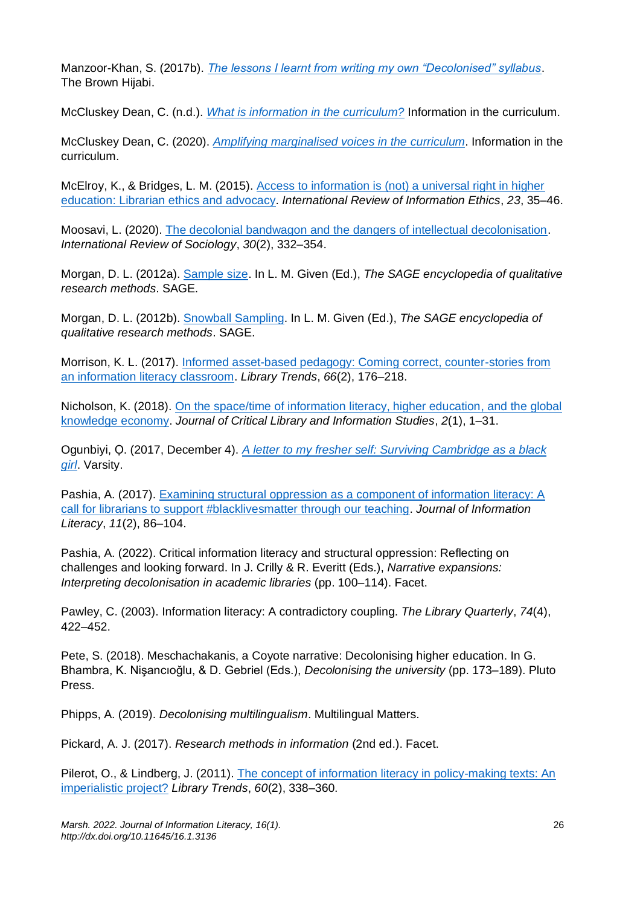Manzoor-Khan, S. (2017b). *The lessons I learnt from writing my own "Decolonised" syllabus*. The Brown Hijabi.

McCluskey Dean, C. (n.d.). *What is information in the curriculum?* Information in the curriculum.

McCluskey Dean, C. (2020). *Amplifying marginalised voices in the curriculum*. Information in the curriculum.

McElroy, K., & Bridges, L. M. (2015). Access to information is (not) a universal right in higher education: Librarian ethics and advocacy. *International Review of Information Ethics*, *23*, 35–46.

Moosavi, L. (2020). The decolonial bandwagon and the dangers of intellectual decolonisation. *International Review of Sociology*, *30*(2), 332–354.

Morgan, D. L. (2012a). Sample size. In L. M. Given (Ed.), *The SAGE encyclopedia of qualitative research methods*. SAGE.

Morgan, D. L. (2012b). Snowball Sampling. In L. M. Given (Ed.), *The SAGE encyclopedia of qualitative research methods*. SAGE.

Morrison, K. L. (2017). Informed asset-based pedagogy: Coming correct, counter-stories from an information literacy classroom. *Library Trends*, *66*(2), 176–218.

Nicholson, K. (2018). On the space/time of information literacy, higher education, and the global knowledge economy. *Journal of Critical Library and Information Studies*, *2*(1), 1–31.

Ogunbiyi, Ọ. (2017, December 4). *A letter to my fresher self: Surviving Cambridge as a black girl*. Varsity.

Pashia, A. (2017). Examining structural oppression as a component of information literacy: A call for librarians to support #blacklivesmatter through our teaching. *Journal of Information Literacy*, *11*(2), 86–104.

Pashia, A. (2022). Critical information literacy and structural oppression: Reflecting on challenges and looking forward. In J. Crilly & R. Everitt (Eds.), *Narrative expansions: Interpreting decolonisation in academic libraries* (pp. 100–114). Facet.

Pawley, C. (2003). Information literacy: A contradictory coupling. *The Library Quarterly*, *74*(4), 422–452.

Pete, S. (2018). Meschachakanis, a Coyote narrative: Decolonising higher education. In G. Bhambra, K. Nişancıoğlu, & D. Gebriel (Eds.), *Decolonising the university* (pp. 173–189). Pluto Press.

Phipps, A. (2019). *Decolonising multilingualism*. Multilingual Matters.

Pickard, A. J. (2017). *Research methods in information* (2nd ed.). Facet.

Pilerot, O., & Lindberg, J. (2011). The concept of information literacy in policy-making texts: An imperialistic project? *Library Trends*, *60*(2), 338–360.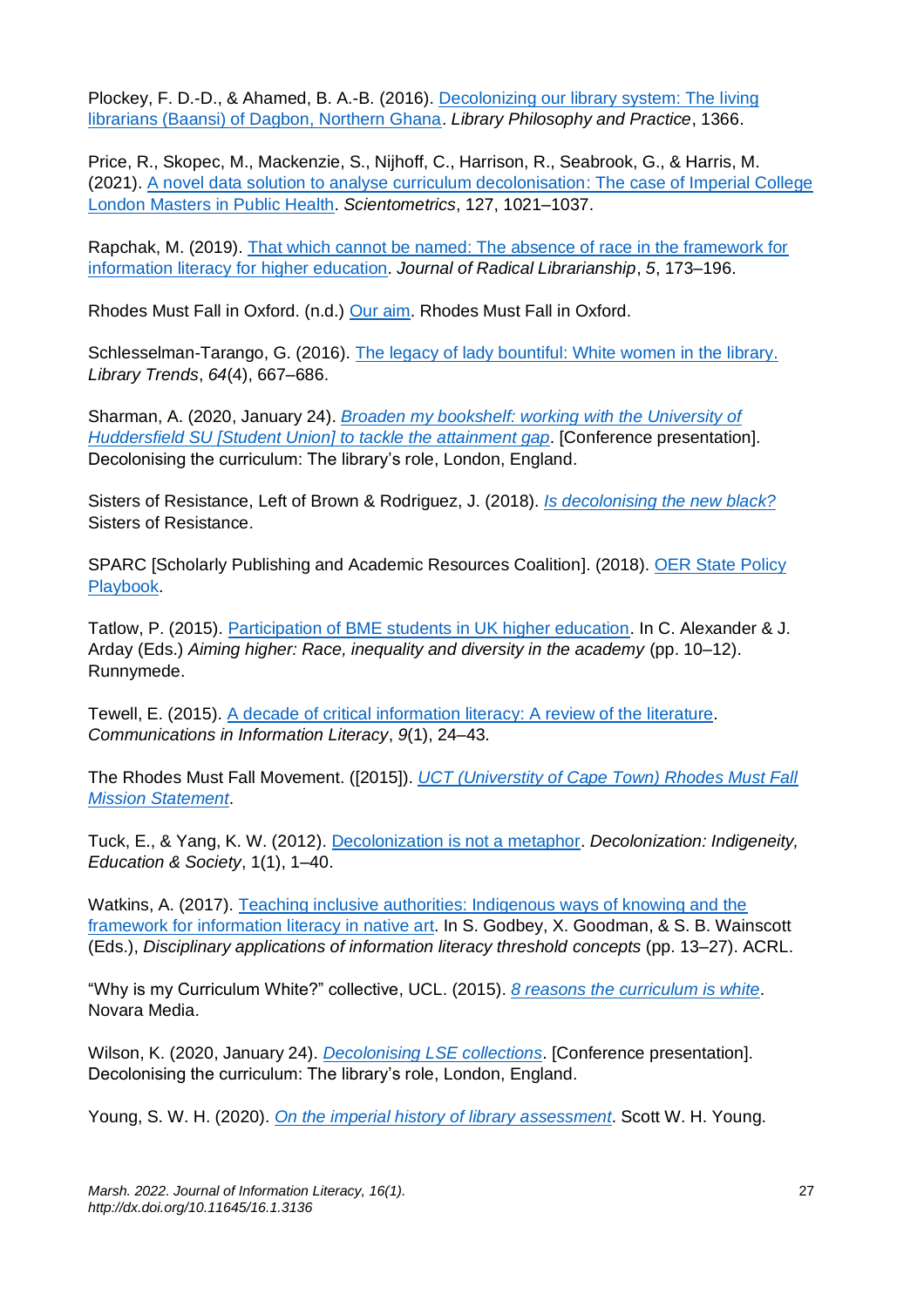Plockey, F. D.-D., & Ahamed, B. A.-B. (2016). [Decolonizing our library system: The living librarians (Baansi) of Dagbon, Northern Ghana](). *Library Philosophy and Practice*, 1366.

Price, R., Skopec, M., Mackenzie, S., Nijhoff, C., Harrison, R., Seabrook, G., & Harris, M. (2021). [A novel data solution to analyse curriculum decolonisation: The case of Imperial College London Masters in Public Health](). *Scientometrics*, 127, 1021–1037.

Rapchak, M. (2019). [That which cannot be named: The absence of race in the framework for information literacy for higher education](). *Journal of Radical Librarianship*, *5*, 173–196.

Rhodes Must Fall in Oxford. (n.d.) [Our aim](). Rhodes Must Fall in Oxford.

Schlesselman-Tarango, G. (2016). [The legacy of lady bountiful: White women in the library.]() *Library Trends*, *64*(4), 667–686.

Sharman, A. (2020, January 24). [*Broaden my bookshelf: working with the University of Huddersfield SU [Student Union] to tackle the attainment gap*](). [Conference presentation]. Decolonising the curriculum: The library's role, London, England.

Sisters of Resistance, Left of Brown & Rodriguez, J. (2018). [*Is decolonising the new black?*]() Sisters of Resistance.

SPARC [Scholarly Publishing and Academic Resources Coalition]. (2018). [OER State Policy Playbook]().

Tatlow, P. (2015). [Participation of BME students in UK higher education](). In C. Alexander & J. Arday (Eds.) *Aiming higher: Race, inequality and diversity in the academy* (pp. 10–12). Runnymede.

Tewell, E. (2015). [A decade of critical information literacy: A review of the literature](). *Communications in Information Literacy*, *9*(1), 24–43.

The Rhodes Must Fall Movement. ([2015]). [*UCT (Universtity of Cape Town) Rhodes Must Fall Mission Statement*]().

Tuck, E., & Yang, K. W. (2012). [Decolonization is not a metaphor](). *Decolonization: Indigeneity, Education & Society*, 1(1), 1–40.

Watkins, A. (2017). [Teaching inclusive authorities: Indigenous ways of knowing and the framework for information literacy in native art](). In S. Godbey, X. Goodman, & S. B. Wainscott (Eds.), *Disciplinary applications of information literacy threshold concepts* (pp. 13–27). ACRL.

"Why is my Curriculum White?" collective, UCL. (2015). [*8 reasons the curriculum is white*](). Novara Media.

Wilson, K. (2020, January 24). [*Decolonising LSE collections*](). [Conference presentation]. Decolonising the curriculum: The library's role, London, England.

Young, S. W. H. (2020). [*On the imperial history of library assessment*](). Scott W. H. Young.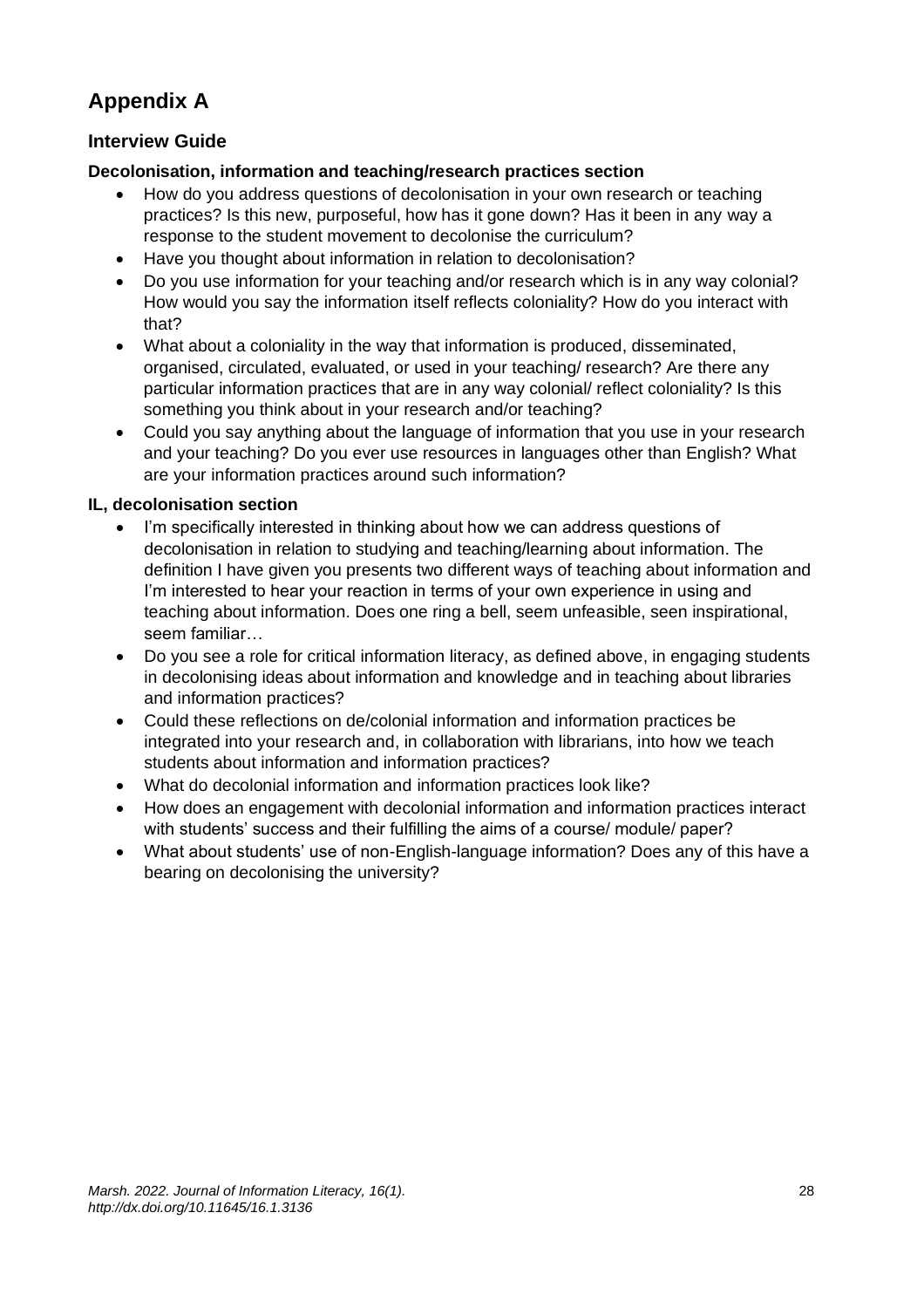# Appendix A

## Interview Guide

### Decolonisation, information and teaching/research practices section

- How do you address questions of decolonisation in your own research or teaching practices? Is this new, purposeful, how has it gone down? Has it been in any way a response to the student movement to decolonise the curriculum?
- Have you thought about information in relation to decolonisation?
- Do you use information for your teaching and/or research which is in any way colonial? How would you say the information itself reflects coloniality? How do you interact with that?
- What about a coloniality in the way that information is produced, disseminated, organised, circulated, evaluated, or used in your teaching/ research? Are there any particular information practices that are in any way colonial/ reflect coloniality? Is this something you think about in your research and/or teaching?
- Could you say anything about the language of information that you use in your research and your teaching? Do you ever use resources in languages other than English? What are your information practices around such information?

### IL, decolonisation section

- I'm specifically interested in thinking about how we can address questions of decolonisation in relation to studying and teaching/learning about information. The definition I have given you presents two different ways of teaching about information and I'm interested to hear your reaction in terms of your own experience in using and teaching about information. Does one ring a bell, seem unfeasible, seen inspirational, seem familiar…
- Do you see a role for critical information literacy, as defined above, in engaging students in decolonising ideas about information and knowledge and in teaching about libraries and information practices?
- Could these reflections on de/colonial information and information practices be integrated into your research and, in collaboration with librarians, into how we teach students about information and information practices?
- What do decolonial information and information practices look like?
- How does an engagement with decolonial information and information practices interact with students' success and their fulfilling the aims of a course/ module/ paper?
- What about students' use of non-English-language information? Does any of this have a bearing on decolonising the university?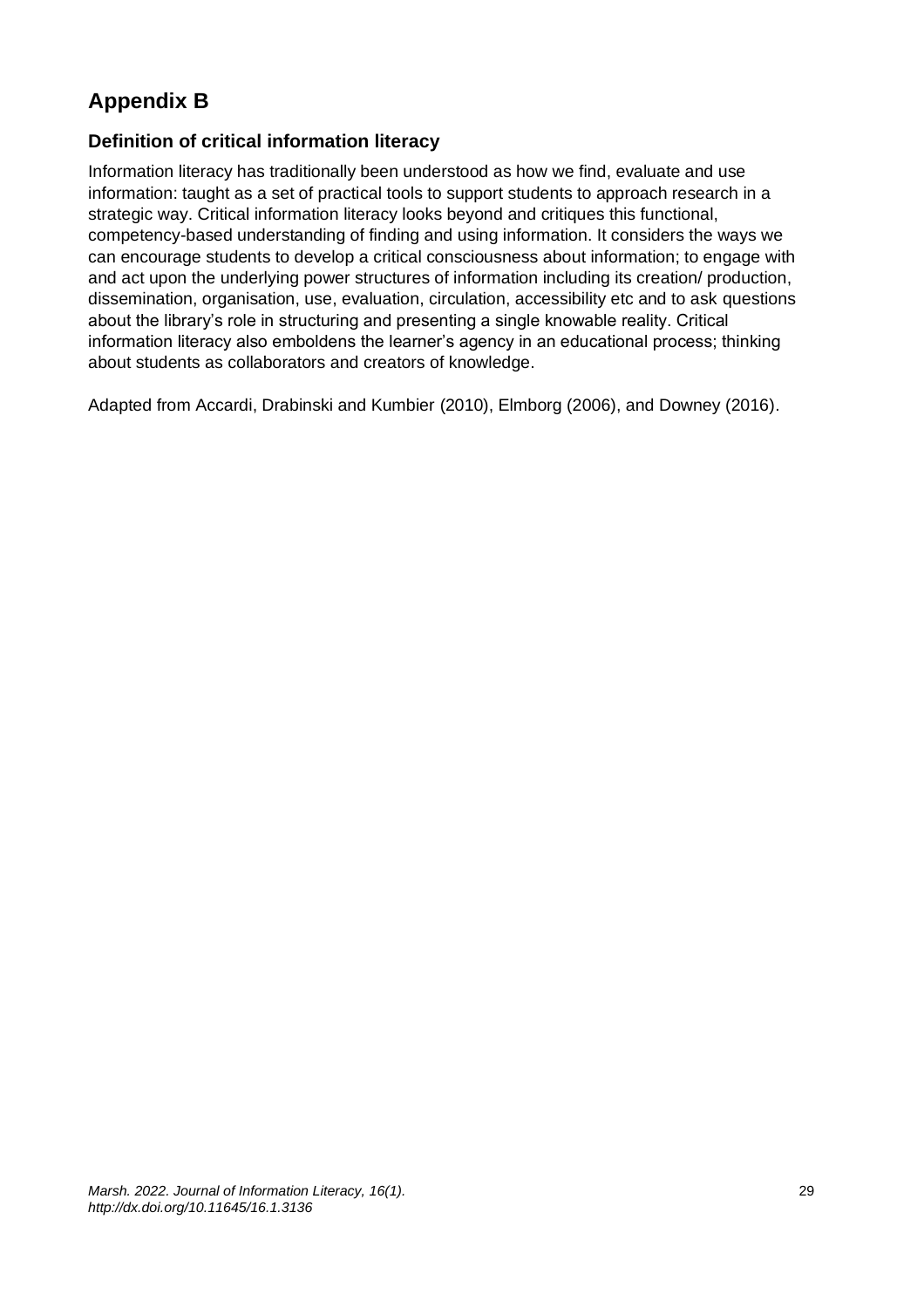## Appendix B

### Definition of critical information literacy

Information literacy has traditionally been understood as how we find, evaluate and use information: taught as a set of practical tools to support students to approach research in a strategic way. Critical information literacy looks beyond and critiques this functional, competency-based understanding of finding and using information. It considers the ways we can encourage students to develop a critical consciousness about information; to engage with and act upon the underlying power structures of information including its creation/ production, dissemination, organisation, use, evaluation, circulation, accessibility etc and to ask questions about the library's role in structuring and presenting a single knowable reality. Critical information literacy also emboldens the learner's agency in an educational process; thinking about students as collaborators and creators of knowledge.

Adapted from Accardi, Drabinski and Kumbier (2010), Elmborg (2006), and Downey (2016).